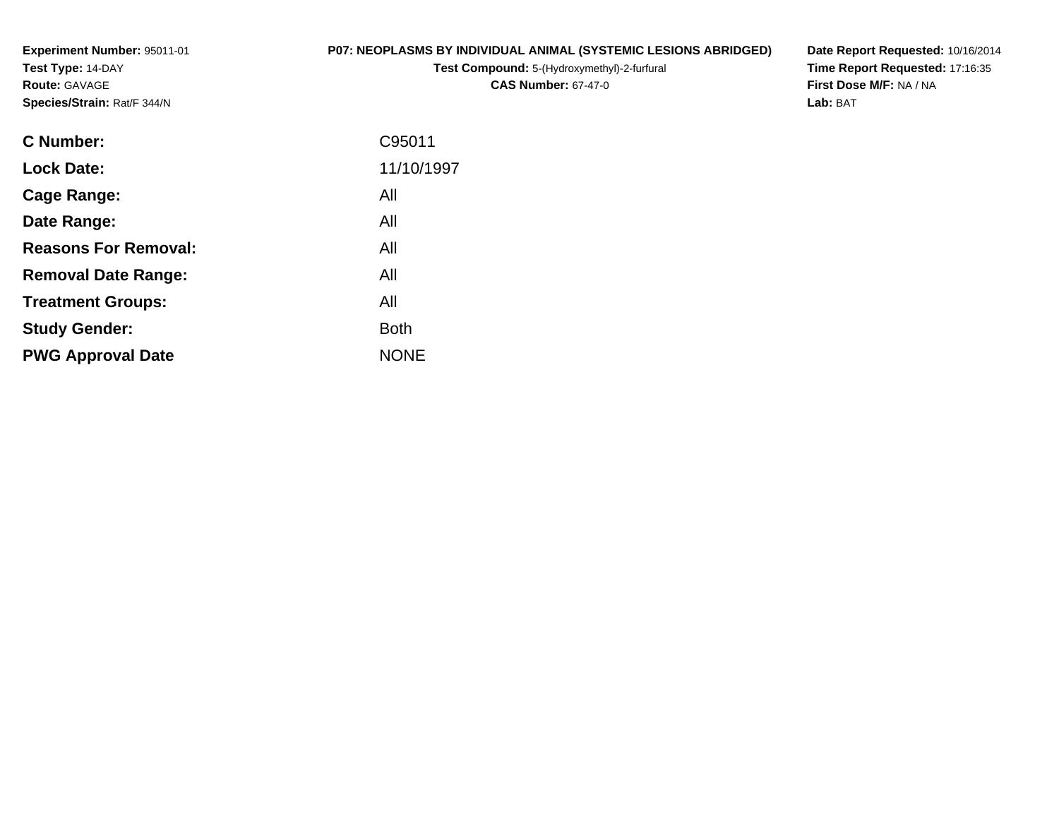**Experiment Number:** 95011-01
**Test Type:** 14-DAY
**Route:** GAVAGE
**Species/Strain:** Rat/F 344/N

**P07: NEOPLASMS BY INDIVIDUAL ANIMAL (SYSTEMIC LESIONS ABRIDGED)**
**Test Compound:** 5-(Hydroxymethyl)-2-furfural
**CAS Number:** 67-47-0

**Date Report Requested:** 10/16/2014
**Time Report Requested:** 17:16:35
**First Dose M/F:** NA / NA
**Lab:** BAT

| | |
|---|---|
| **C Number:** | C95011 |
| **Lock Date:** | 11/10/1997 |
| **Cage Range:** | All |
| **Date Range:** | All |
| **Reasons For Removal:** | All |
| **Removal Date Range:** | All |
| **Treatment Groups:** | All |
| **Study Gender:** | Both |
| **PWG Approval Date** | NONE |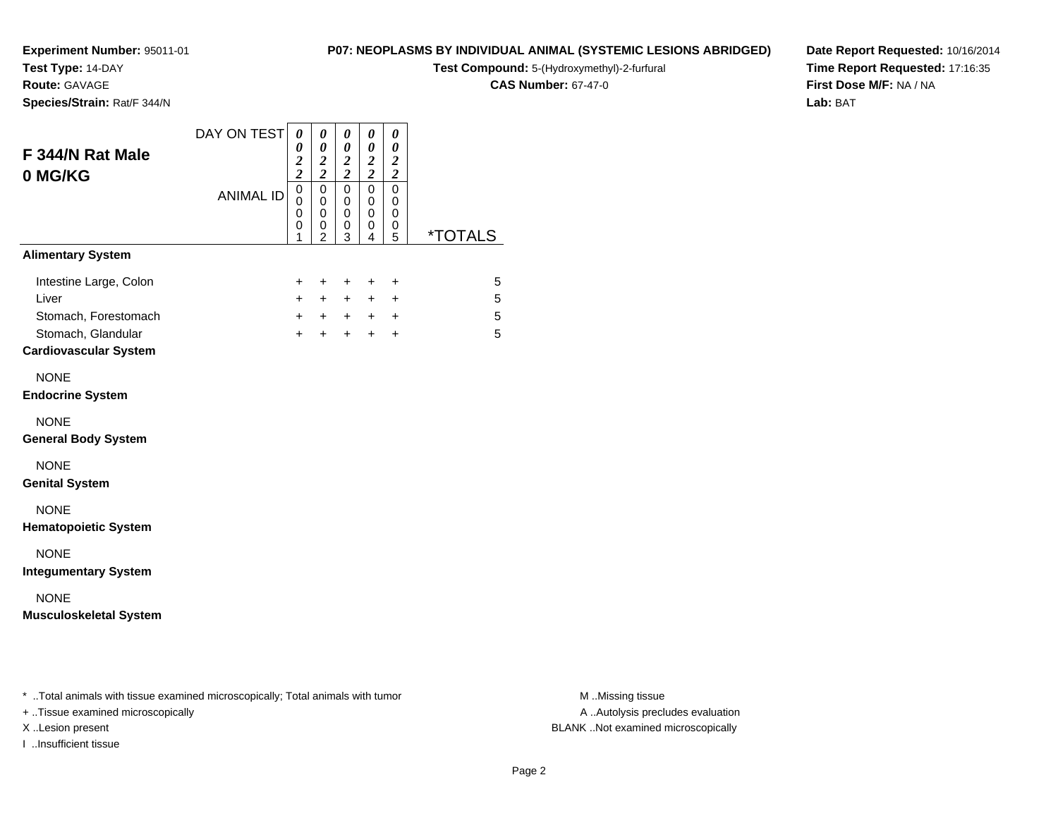**Experiment Number:** 95011-01
**Test Type:** 14-DAY
**Route:** GAVAGE
**Species/Strain:** Rat/F 344/N

**P07: NEOPLASMS BY INDIVIDUAL ANIMAL (SYSTEMIC LESIONS ABRIDGED)**
**Test Compound:** 5-(Hydroxymethyl)-2-furfural
**CAS Number:** 67-47-0

**Date Report Requested:** 10/16/2014
**Time Report Requested:** 17:16:35
**First Dose M/F:** NA / NA
**Lab:** BAT

## F 344/N Rat Male
## 0 MG/KG

| DAY ON TEST | 0022 | 0022 | 0022 | 0022 | 0022 | |
|---|---|---|---|---|---|---|
| ANIMAL ID | 00001 | 00002 | 00003 | 00004 | 00005 | *TOTALS |
| **Alimentary System** | | | | | | |
| Intestine Large, Colon | + | + | + | + | + | 5 |
| Liver | + | + | + | + | + | 5 |
| Stomach, Forestomach | + | + | + | + | + | 5 |
| Stomach, Glandular | + | + | + | + | + | 5 |
| **Cardiovascular System** | | | | | | |
| NONE | | | | | | |
| **Endocrine System** | | | | | | |
| NONE | | | | | | |
| **General Body System** | | | | | | |
| NONE | | | | | | |
| **Genital System** | | | | | | |
| NONE | | | | | | |
| **Hematopoietic System** | | | | | | |
| NONE | | | | | | |
| **Integumentary System** | | | | | | |
| NONE | | | | | | |
| **Musculoskeletal System** | | | | | | |

* ..Total animals with tissue examined microscopically; Total animals with tumor
+ ..Tissue examined microscopically
X ..Lesion present
I ..Insufficient tissue

M ..Missing tissue
A ..Autolysis precludes evaluation
BLANK ..Not examined microscopically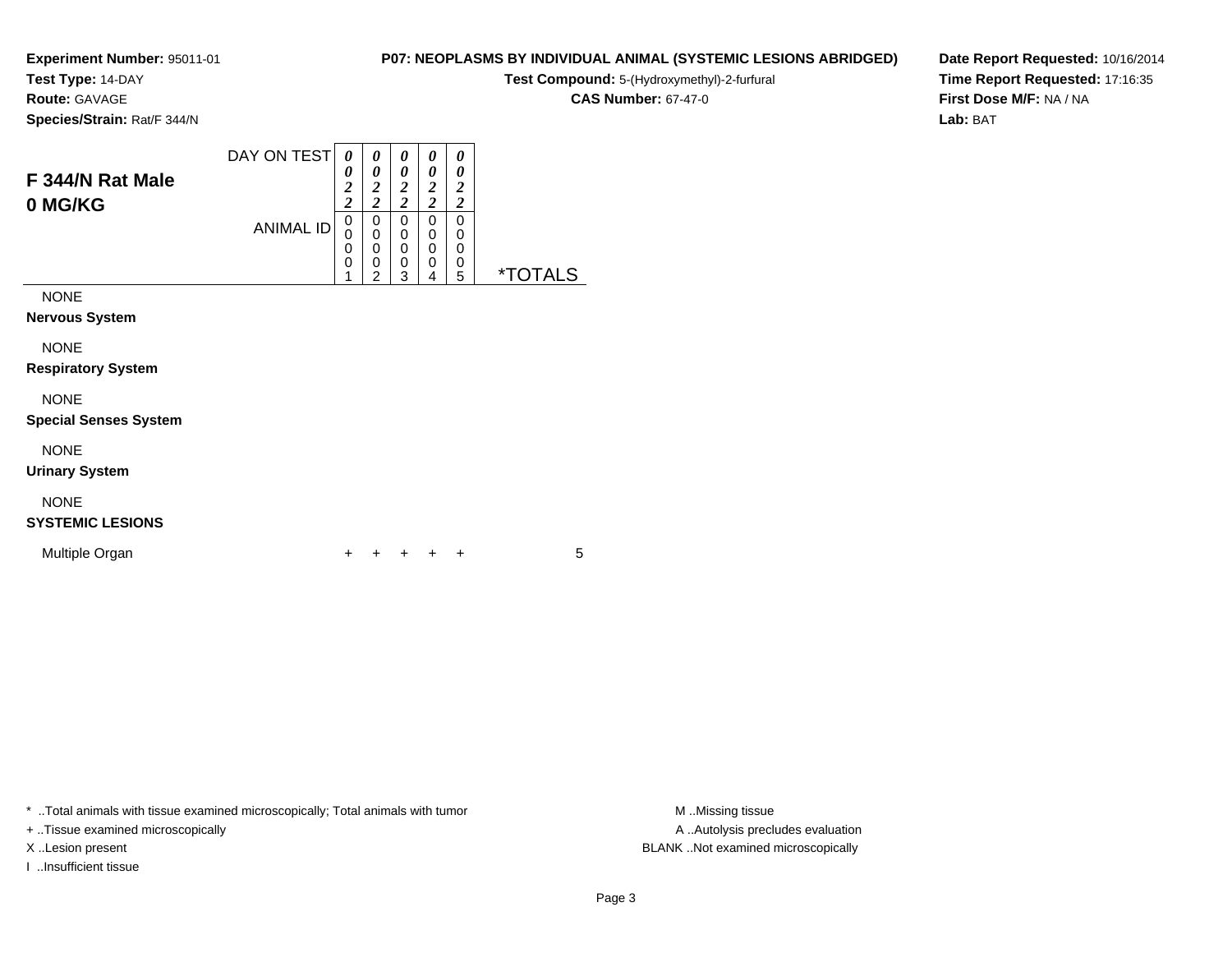**Experiment Number:** 95011-01
**Test Type:** 14-DAY
**Route:** GAVAGE
**Species/Strain:** Rat/F 344/N

**P07: NEOPLASMS BY INDIVIDUAL ANIMAL (SYSTEMIC LESIONS ABRIDGED)**
**Test Compound:** 5-(Hydroxymethyl)-2-furfural
**CAS Number:** 67-47-0

**Date Report Requested:** 10/16/2014
**Time Report Requested:** 17:16:35
**First Dose M/F:** NA / NA
**Lab:** BAT

## F 344/N Rat Male
## 0 MG/KG

| DAY ON TEST | 0022 | 0022 | 0022 | 0022 | 0022 | |
|---|---|---|---|---|---|---|
| ANIMAL ID | 00001 | 00002 | 00003 | 00004 | 00005 | *TOTALS |
| NONE | | | | | | |
| **Nervous System** | | | | | | |
| NONE | | | | | | |
| **Respiratory System** | | | | | | |
| NONE | | | | | | |
| **Special Senses System** | | | | | | |
| NONE | | | | | | |
| **Urinary System** | | | | | | |
| NONE | | | | | | |
| **SYSTEMIC LESIONS** | | | | | | |
| Multiple Organ | + | + | + | + | + | 5 |

* ..Total animals with tissue examined microscopically; Total animals with tumor
+ ..Tissue examined microscopically
X ..Lesion present
I ..Insufficient tissue

M ..Missing tissue
A ..Autolysis precludes evaluation
BLANK ..Not examined microscopically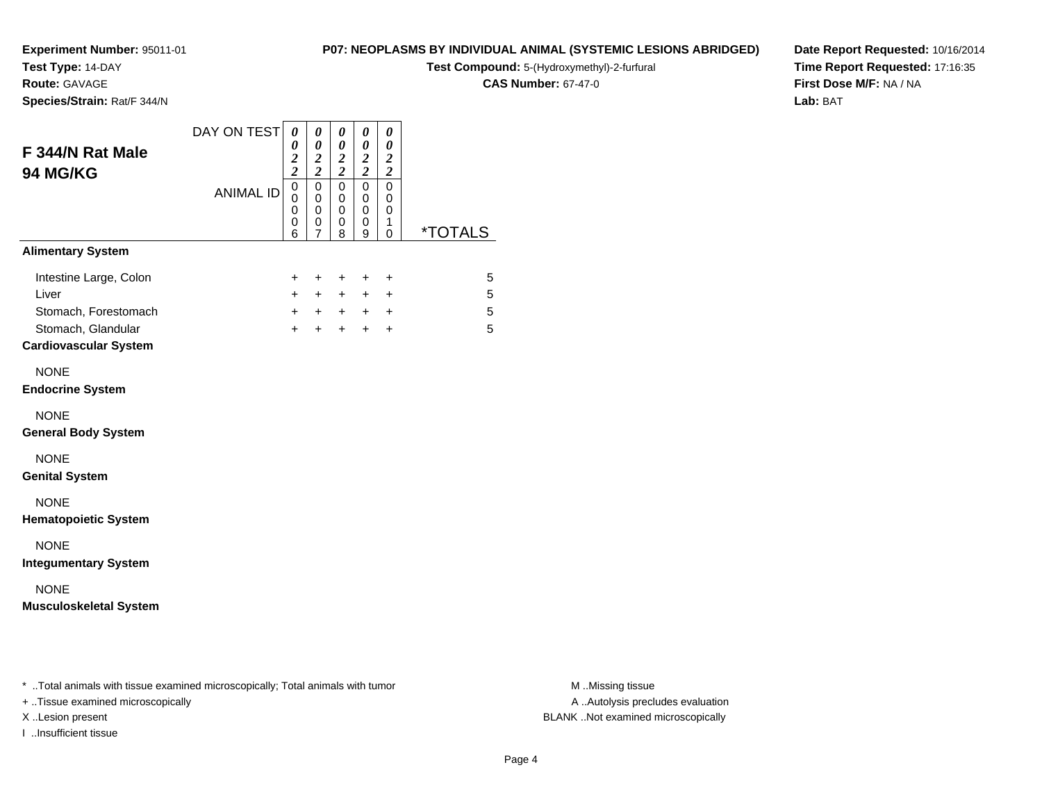**Experiment Number:** 95011-01
**Test Type:** 14-DAY
**Route:** GAVAGE
**Species/Strain:** Rat/F 344/N

**P07: NEOPLASMS BY INDIVIDUAL ANIMAL (SYSTEMIC LESIONS ABRIDGED)**
**Test Compound:** 5-(Hydroxymethyl)-2-furfural
**CAS Number:** 67-47-0

**Date Report Requested:** 10/16/2014
**Time Report Requested:** 17:16:35
**First Dose M/F:** NA / NA
**Lab:** BAT

## F 344/N Rat Male
## 94 MG/KG

| DAY ON TEST | 0022 | 0022 | 0022 | 0022 | 0022 | |
|---|---|---|---|---|---|---|
| ANIMAL ID | 00006 | 00007 | 00008 | 00009 | 00010 | *TOTALS |
| **Alimentary System** | | | | | | |
| Intestine Large, Colon | + | + | + | + | + | 5 |
| Liver | + | + | + | + | + | 5 |
| Stomach, Forestomach | + | + | + | + | + | 5 |
| Stomach, Glandular | + | + | + | + | + | 5 |
| **Cardiovascular System** | | | | | | |
| NONE | | | | | | |
| **Endocrine System** | | | | | | |
| NONE | | | | | | |
| **General Body System** | | | | | | |
| NONE | | | | | | |
| **Genital System** | | | | | | |
| NONE | | | | | | |
| **Hematopoietic System** | | | | | | |
| NONE | | | | | | |
| **Integumentary System** | | | | | | |
| NONE | | | | | | |
| **Musculoskeletal System** | | | | | | |

* ..Total animals with tissue examined microscopically; Total animals with tumor
+ ..Tissue examined microscopically
X ..Lesion present
I ..Insufficient tissue

M ..Missing tissue
A ..Autolysis precludes evaluation
BLANK ..Not examined microscopically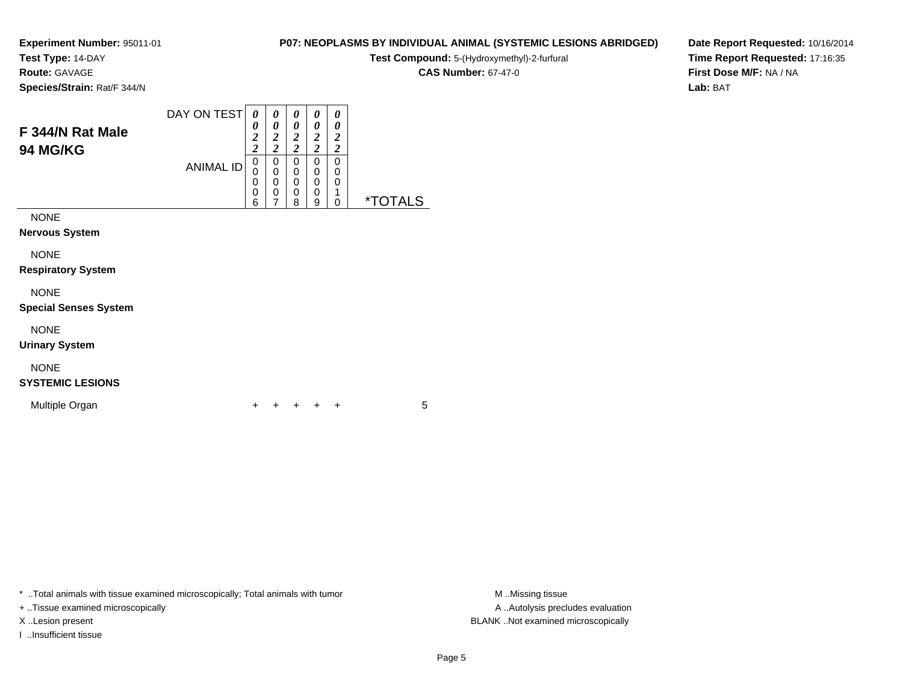**Experiment Number:** 95011-01
**Test Type:** 14-DAY
**Route:** GAVAGE
**Species/Strain:** Rat/F 344/N

**P07: NEOPLASMS BY INDIVIDUAL ANIMAL (SYSTEMIC LESIONS ABRIDGED)**
**Test Compound:** 5-(Hydroxymethyl)-2-furfural
**CAS Number:** 67-47-0

**Date Report Requested:** 10/16/2014
**Time Report Requested:** 17:16:35
**First Dose M/F:** NA / NA
**Lab:** BAT

## F 344/N Rat Male
## 94 MG/KG

| | | | | | | |
|---|---|---|---|---|---|---|
| DAY ON TEST | 0022 | 0022 | 0022 | 0022 | 0022 | |
| ANIMAL ID | 00006 | 00007 | 00008 | 00009 | 00010 | *TOTALS |
| NONE | | | | | | |
| **Nervous System** | | | | | | |
| NONE | | | | | | |
| **Respiratory System** | | | | | | |
| NONE | | | | | | |
| **Special Senses System** | | | | | | |
| NONE | | | | | | |
| **Urinary System** | | | | | | |
| NONE | | | | | | |
| **SYSTEMIC LESIONS** | | | | | | |
| Multiple Organ | + | + | + | + | + | 5 |

* ..Total animals with tissue examined microscopically; Total animals with tumor
+ ..Tissue examined microscopically
X ..Lesion present
I ..Insufficient tissue

M ..Missing tissue
A ..Autolysis precludes evaluation
BLANK ..Not examined microscopically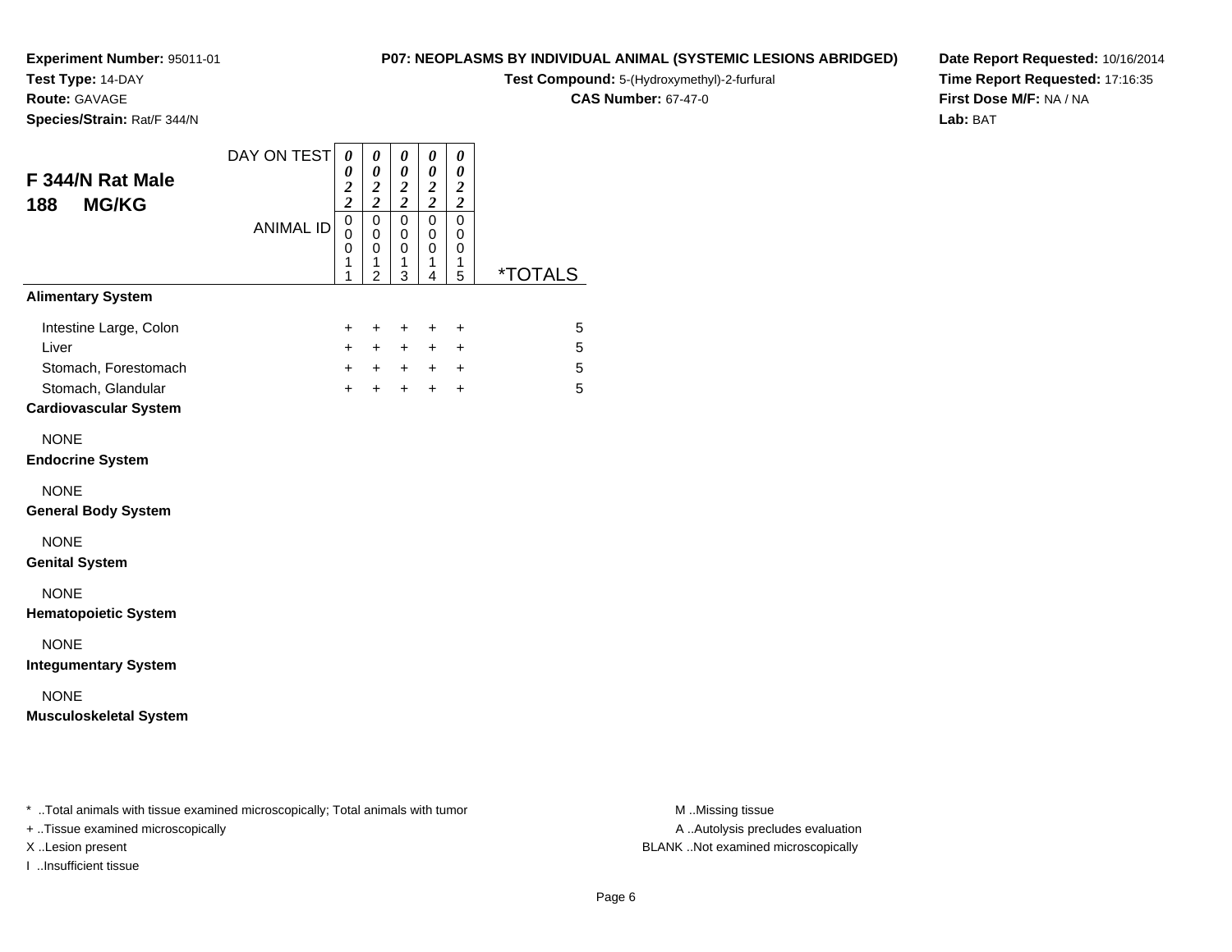**Experiment Number:** 95011-01
**Test Type:** 14-DAY
**Route:** GAVAGE
**Species/Strain:** Rat/F 344/N

**P07: NEOPLASMS BY INDIVIDUAL ANIMAL (SYSTEMIC LESIONS ABRIDGED)**
**Test Compound:** 5-(Hydroxymethyl)-2-furfural
**CAS Number:** 67-47-0

**Date Report Requested:** 10/16/2014
**Time Report Requested:** 17:16:35
**First Dose M/F:** NA / NA
**Lab:** BAT

## F 344/N Rat Male 188 MG/KG

| DAY ON TEST | 0022 | 0022 | 0022 | 0022 | 0022 | |
|---|---|---|---|---|---|---|
| ANIMAL ID | 00011 | 00012 | 00013 | 00014 | 00015 | *TOTALS |
| **Alimentary System** | | | | | | |
| Intestine Large, Colon | + | + | + | + | + | 5 |
| Liver | + | + | + | + | + | 5 |
| Stomach, Forestomach | + | + | + | + | + | 5 |
| Stomach, Glandular | + | + | + | + | + | 5 |
| **Cardiovascular System** | | | | | | |
| NONE | | | | | | |
| **Endocrine System** | | | | | | |
| NONE | | | | | | |
| **General Body System** | | | | | | |
| NONE | | | | | | |
| **Genital System** | | | | | | |
| NONE | | | | | | |
| **Hematopoietic System** | | | | | | |
| NONE | | | | | | |
| **Integumentary System** | | | | | | |
| NONE | | | | | | |
| **Musculoskeletal System** | | | | | | |

* ..Total animals with tissue examined microscopically; Total animals with tumor
+ ..Tissue examined microscopically
X ..Lesion present
I ..Insufficient tissue

M ..Missing tissue
A ..Autolysis precludes evaluation
BLANK ..Not examined microscopically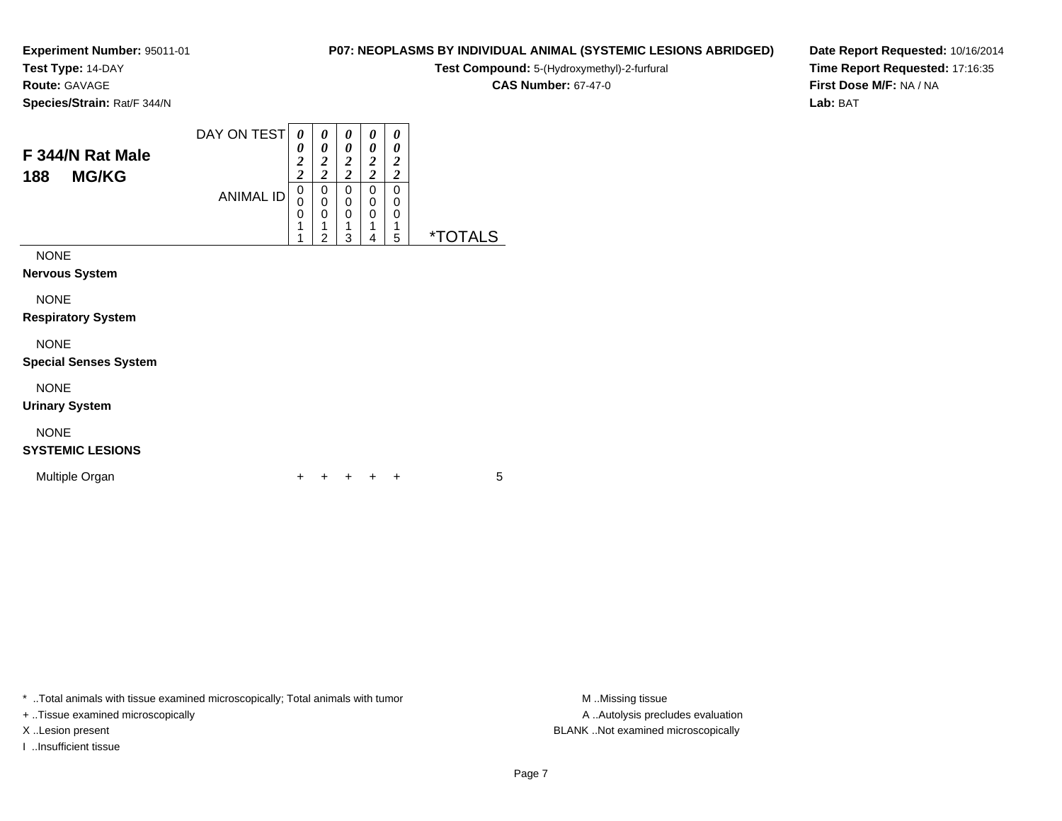**Experiment Number:** 95011-01
**Test Type:** 14-DAY
**Route:** GAVAGE
**Species/Strain:** Rat/F 344/N

**P07: NEOPLASMS BY INDIVIDUAL ANIMAL (SYSTEMIC LESIONS ABRIDGED)**
**Test Compound:** 5-(Hydroxymethyl)-2-furfural
**CAS Number:** 67-47-0

**Date Report Requested:** 10/16/2014
**Time Report Requested:** 17:16:35
**First Dose M/F:** NA / NA
**Lab:** BAT

## F 344/N Rat Male
## 188 MG/KG

| DAY ON TEST | 0022 | 0022 | 0022 | 0022 | 0022 | |
|---|---|---|---|---|---|---|
| ANIMAL ID | 00011 | 00012 | 00013 | 00014 | 00015 | *TOTALS |
| NONE | | | | | | |
| **Nervous System** | | | | | | |
| NONE | | | | | | |
| **Respiratory System** | | | | | | |
| NONE | | | | | | |
| **Special Senses System** | | | | | | |
| NONE | | | | | | |
| **Urinary System** | | | | | | |
| NONE | | | | | | |
| **SYSTEMIC LESIONS** | | | | | | |
| Multiple Organ | + | + | + | + | + | 5 |

* ..Total animals with tissue examined microscopically; Total animals with tumor
+ ..Tissue examined microscopically
X ..Lesion present
I ..Insufficient tissue

M ..Missing tissue
A ..Autolysis precludes evaluation
BLANK ..Not examined microscopically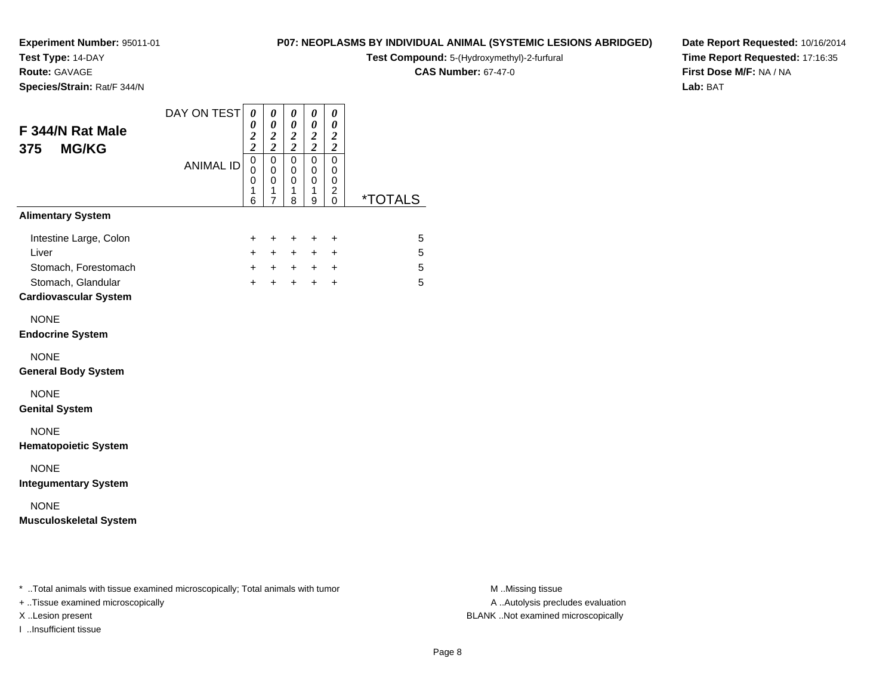**Experiment Number:** 95011-01
**Test Type:** 14-DAY
**Route:** GAVAGE
**Species/Strain:** Rat/F 344/N

**P07: NEOPLASMS BY INDIVIDUAL ANIMAL (SYSTEMIC LESIONS ABRIDGED)**
**Test Compound:** 5-(Hydroxymethyl)-2-furfural
**CAS Number:** 67-47-0

**Date Report Requested:** 10/16/2014
**Time Report Requested:** 17:16:35
**First Dose M/F:** NA / NA
**Lab:** BAT

## F 344/N Rat Male 375 MG/KG

| DAY ON TEST | 0022 | 0022 | 0022 | 0022 | 0022 | |
|---|---|---|---|---|---|---|
| ANIMAL ID | 00016 | 00017 | 00018 | 00019 | 00020 | *TOTALS |
| **Alimentary System** | | | | | | |
| Intestine Large, Colon | + | + | + | + | + | 5 |
| Liver | + | + | + | + | + | 5 |
| Stomach, Forestomach | + | + | + | + | + | 5 |
| Stomach, Glandular | + | + | + | + | + | 5 |
| **Cardiovascular System** | | | | | | |
| NONE | | | | | | |
| **Endocrine System** | | | | | | |
| NONE | | | | | | |
| **General Body System** | | | | | | |
| NONE | | | | | | |
| **Genital System** | | | | | | |
| NONE | | | | | | |
| **Hematopoietic System** | | | | | | |
| NONE | | | | | | |
| **Integumentary System** | | | | | | |
| NONE | | | | | | |
| **Musculoskeletal System** | | | | | | |

* ..Total animals with tissue examined microscopically; Total animals with tumor
+ ..Tissue examined microscopically
X ..Lesion present
I ..Insufficient tissue

M ..Missing tissue
A ..Autolysis precludes evaluation
BLANK ..Not examined microscopically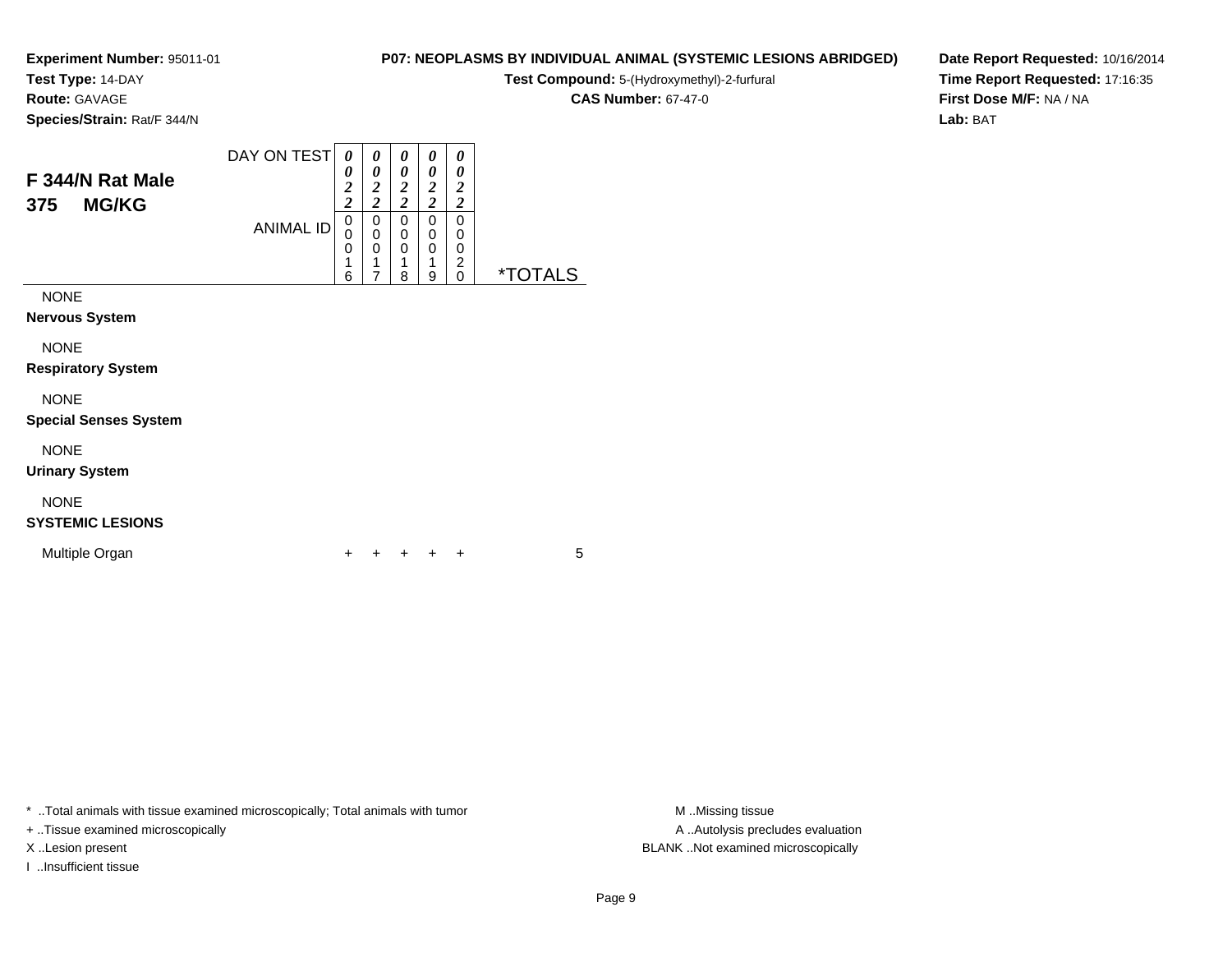**Experiment Number:** 95011-01
**Test Type:** 14-DAY
**Route:** GAVAGE
**Species/Strain:** Rat/F 344/N

**P07: NEOPLASMS BY INDIVIDUAL ANIMAL (SYSTEMIC LESIONS ABRIDGED)**
**Test Compound:** 5-(Hydroxymethyl)-2-furfural
**CAS Number:** 67-47-0

**Date Report Requested:** 10/16/2014
**Time Report Requested:** 17:16:35
**First Dose M/F:** NA / NA
**Lab:** BAT

## F 344/N Rat Male
## 375 MG/KG

| DAY ON TEST | 0022 | 0022 | 0022 | 0022 | 0022 | |
|---|---|---|---|---|---|---|
| ANIMAL ID | 00016 | 00017 | 00018 | 00019 | 00020 | *TOTALS |
| NONE | | | | | | |
| **Nervous System** | | | | | | |
| NONE | | | | | | |
| **Respiratory System** | | | | | | |
| NONE | | | | | | |
| **Special Senses System** | | | | | | |
| NONE | | | | | | |
| **Urinary System** | | | | | | |
| NONE | | | | | | |
| **SYSTEMIC LESIONS** | | | | | | |
| Multiple Organ | + | + | + | + | + | 5 |

* ..Total animals with tissue examined microscopically; Total animals with tumor
+ ..Tissue examined microscopically
X ..Lesion present
I ..Insufficient tissue

M ..Missing tissue
A ..Autolysis precludes evaluation
BLANK ..Not examined microscopically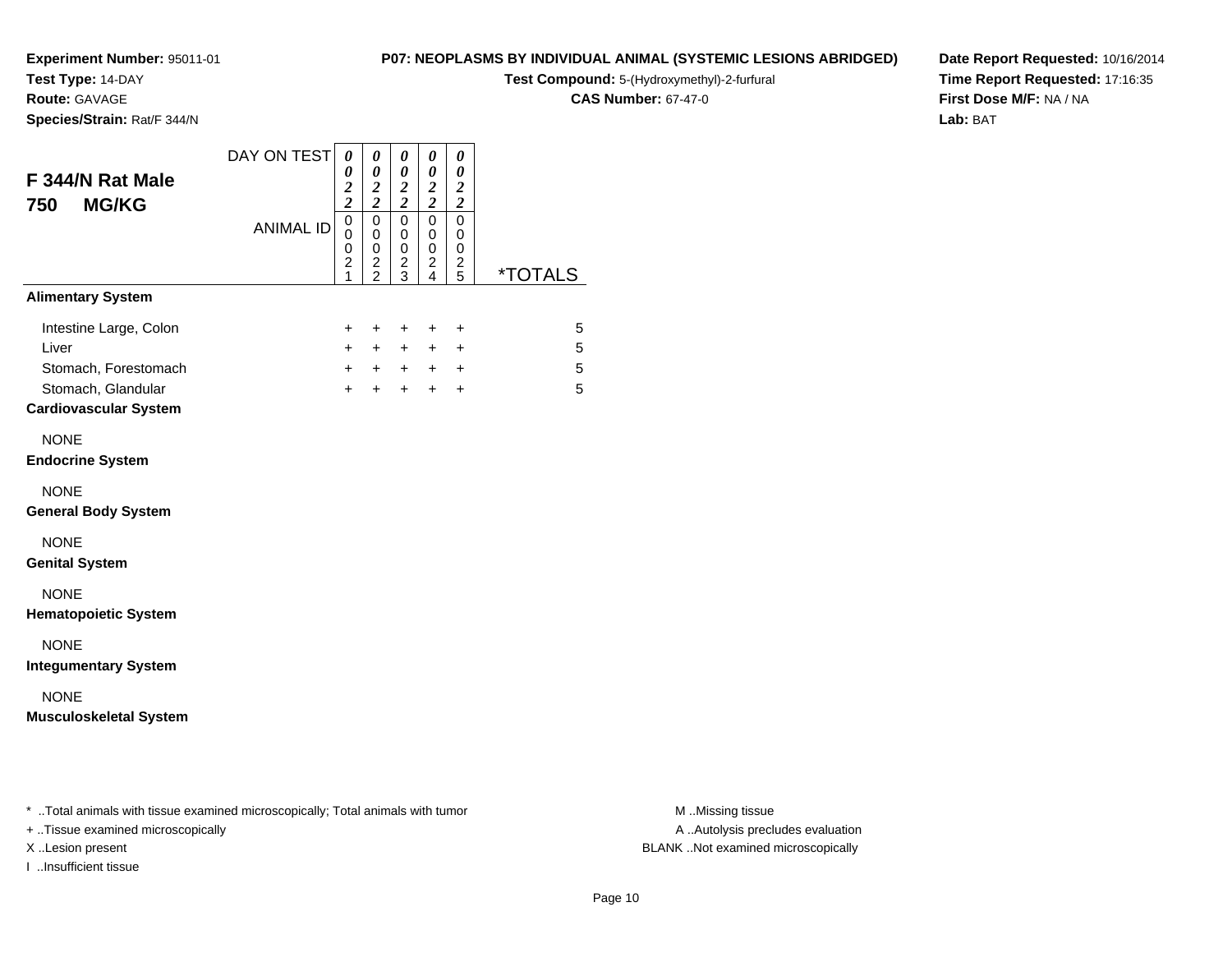**Experiment Number:** 95011-01
**Test Type:** 14-DAY
**Route:** GAVAGE
**Species/Strain:** Rat/F 344/N

**P07: NEOPLASMS BY INDIVIDUAL ANIMAL (SYSTEMIC LESIONS ABRIDGED)**
**Test Compound:** 5-(Hydroxymethyl)-2-furfural
**CAS Number:** 67-47-0

**Date Report Requested:** 10/16/2014
**Time Report Requested:** 17:16:35
**First Dose M/F:** NA / NA
**Lab:** BAT

## F 344/N Rat Male
## 750 MG/KG

| DAY ON TEST | 0022 | 0022 | 0022 | 0022 | 0022 | |
|---|---|---|---|---|---|---|
| ANIMAL ID | 00021 | 00022 | 00023 | 00024 | 00025 | *TOTALS |
| **Alimentary System** | | | | | | |
| Intestine Large, Colon | + | + | + | + | + | 5 |
| Liver | + | + | + | + | + | 5 |
| Stomach, Forestomach | + | + | + | + | + | 5 |
| Stomach, Glandular | + | + | + | + | + | 5 |
| **Cardiovascular System** | | | | | | |
| NONE | | | | | | |
| **Endocrine System** | | | | | | |
| NONE | | | | | | |
| **General Body System** | | | | | | |
| NONE | | | | | | |
| **Genital System** | | | | | | |
| NONE | | | | | | |
| **Hematopoietic System** | | | | | | |
| NONE | | | | | | |
| **Integumentary System** | | | | | | |
| NONE | | | | | | |
| **Musculoskeletal System** | | | | | | |

* ..Total animals with tissue examined microscopically; Total animals with tumor
+ ..Tissue examined microscopically
X ..Lesion present
I ..Insufficient tissue

M ..Missing tissue
A ..Autolysis precludes evaluation
BLANK ..Not examined microscopically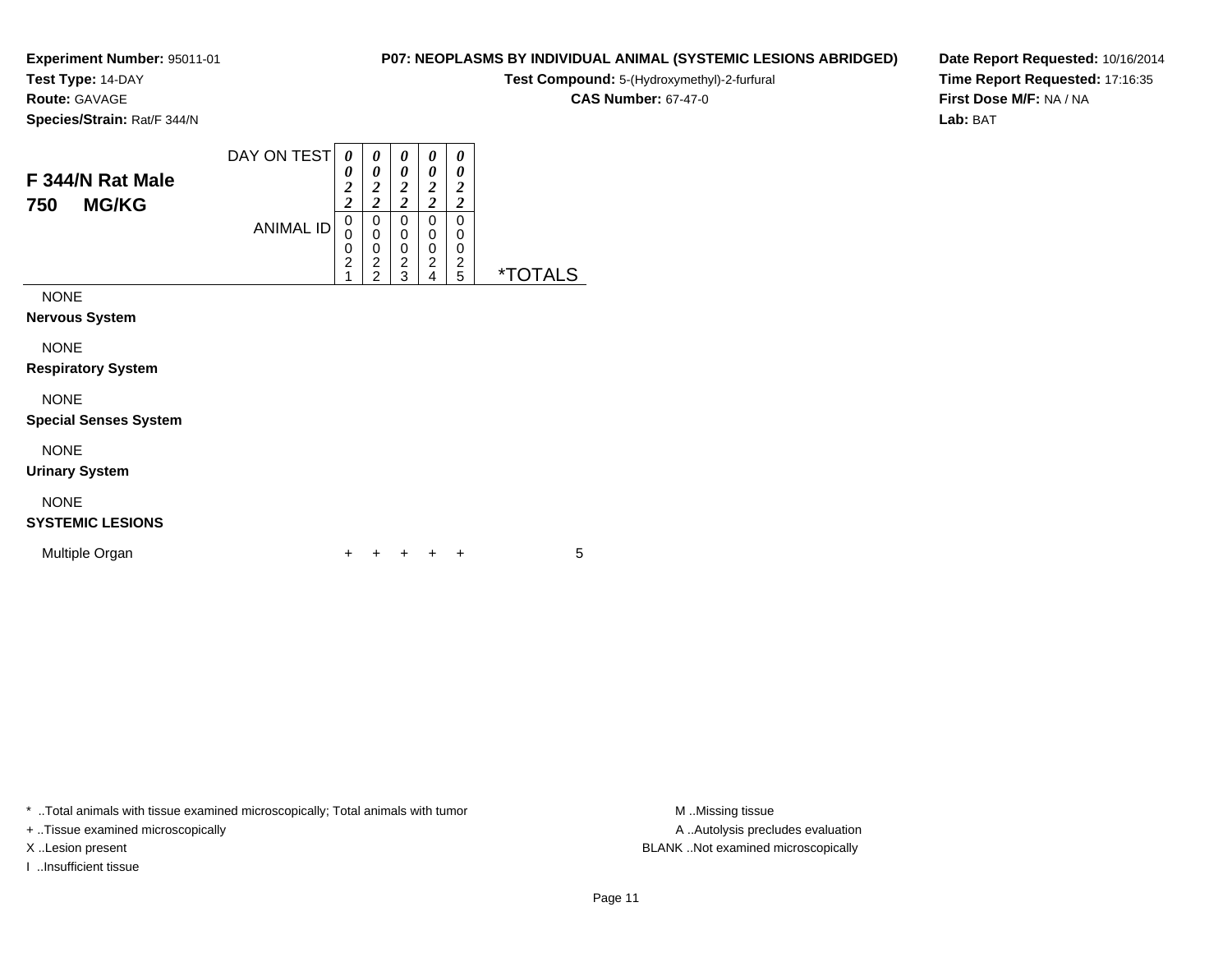**Experiment Number:** 95011-01
**Test Type:** 14-DAY
**Route:** GAVAGE
**Species/Strain:** Rat/F 344/N

**P07: NEOPLASMS BY INDIVIDUAL ANIMAL (SYSTEMIC LESIONS ABRIDGED)**
**Test Compound:** 5-(Hydroxymethyl)-2-furfural
**CAS Number:** 67-47-0

**Date Report Requested:** 10/16/2014
**Time Report Requested:** 17:16:35
**First Dose M/F:** NA / NA
**Lab:** BAT

## F 344/N Rat Male
## 750 MG/KG

| DAY ON TEST | 0022 | 0022 | 0022 | 0022 | 0022 | |
|---|---|---|---|---|---|---|
| ANIMAL ID | 00021 | 00022 | 00023 | 00024 | 00025 | *TOTALS |
| NONE | | | | | | |
| **Nervous System** | | | | | | |
| NONE | | | | | | |
| **Respiratory System** | | | | | | |
| NONE | | | | | | |
| **Special Senses System** | | | | | | |
| NONE | | | | | | |
| **Urinary System** | | | | | | |
| NONE | | | | | | |
| **SYSTEMIC LESIONS** | | | | | | |
| Multiple Organ | + | + | + | + | + | 5 |

\* ..Total animals with tissue examined microscopically; Total animals with tumor
+ ..Tissue examined microscopically
X ..Lesion present
I ..Insufficient tissue

M ..Missing tissue
A ..Autolysis precludes evaluation
BLANK ..Not examined microscopically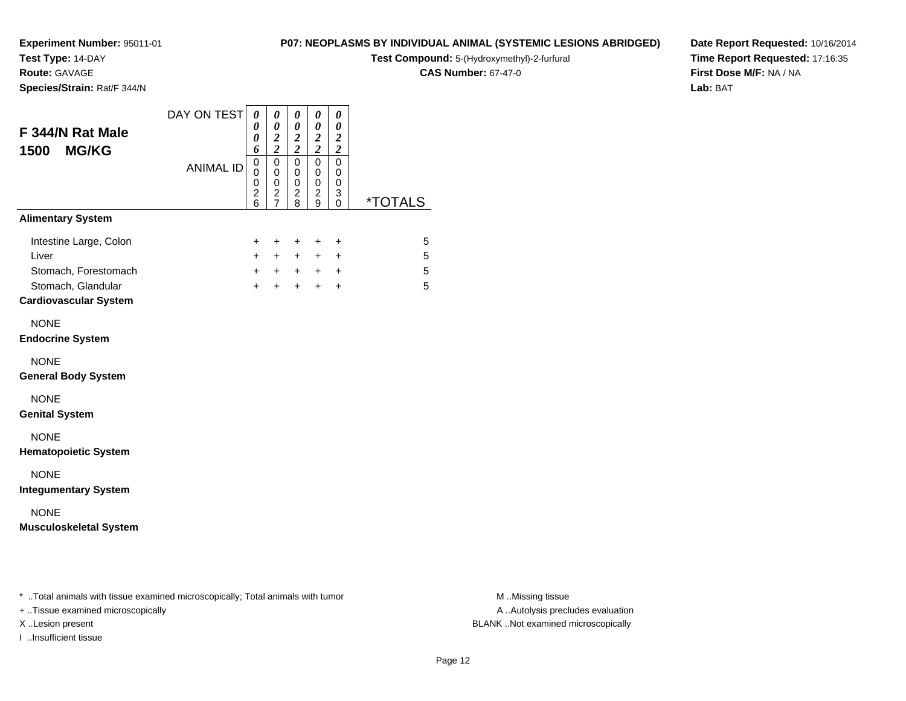**Experiment Number:** 95011-01
**Test Type:** 14-DAY
**Route:** GAVAGE
**Species/Strain:** Rat/F 344/N

**P07: NEOPLASMS BY INDIVIDUAL ANIMAL (SYSTEMIC LESIONS ABRIDGED)**
**Test Compound:** 5-(Hydroxymethyl)-2-furfural
**CAS Number:** 67-47-0

**Date Report Requested:** 10/16/2014
**Time Report Requested:** 17:16:35
**First Dose M/F:** NA / NA
**Lab:** BAT

## F 344/N Rat Male 1500 MG/KG

| DAY ON TEST | 0006 | 0022 | 0022 | 0022 | 0022 | |
|---|---|---|---|---|---|---|
| ANIMAL ID | 00026 | 00027 | 00028 | 00029 | 00030 | *TOTALS |
| **Alimentary System** | | | | | | |
| Intestine Large, Colon | + | + | + | + | + | 5 |
| Liver | + | + | + | + | + | 5 |
| Stomach, Forestomach | + | + | + | + | + | 5 |
| Stomach, Glandular | + | + | + | + | + | 5 |
| **Cardiovascular System** | | | | | | |
| NONE | | | | | | |
| **Endocrine System** | | | | | | |
| NONE | | | | | | |
| **General Body System** | | | | | | |
| NONE | | | | | | |
| **Genital System** | | | | | | |
| NONE | | | | | | |
| **Hematopoietic System** | | | | | | |
| NONE | | | | | | |
| **Integumentary System** | | | | | | |
| NONE | | | | | | |
| **Musculoskeletal System** | | | | | | |

* ..Total animals with tissue examined microscopically; Total animals with tumor
+ ..Tissue examined microscopically
X ..Lesion present
I ..Insufficient tissue

M ..Missing tissue
A ..Autolysis precludes evaluation
BLANK ..Not examined microscopically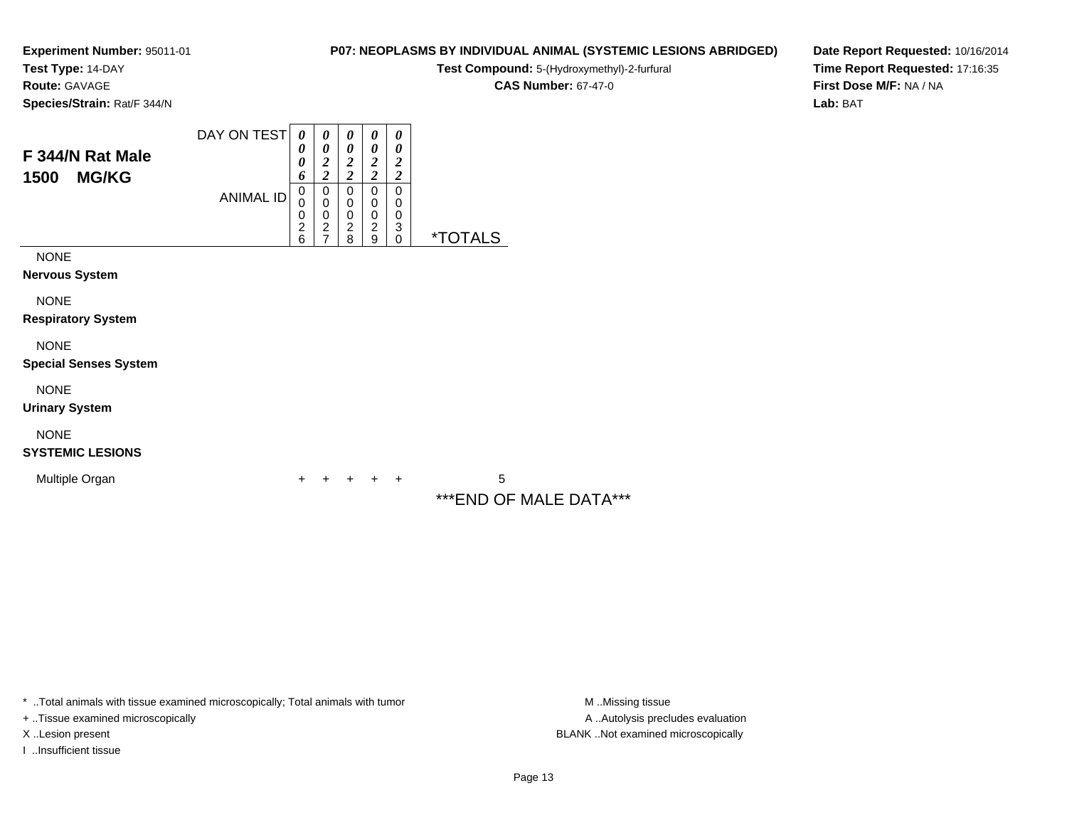**Experiment Number:** 95011-01
**Test Type:** 14-DAY
**Route:** GAVAGE
**Species/Strain:** Rat/F 344/N

**P07: NEOPLASMS BY INDIVIDUAL ANIMAL (SYSTEMIC LESIONS ABRIDGED)**
**Test Compound:** 5-(Hydroxymethyl)-2-furfural
**CAS Number:** 67-47-0

**Date Report Requested:** 10/16/2014
**Time Report Requested:** 17:16:35
**First Dose M/F:** NA / NA
**Lab:** BAT

## F 344/N Rat Male
## 1500 MG/KG

| | | | | | | |
|---|---|---|---|---|---|---|
| DAY ON TEST | 0006 | 0022 | 0022 | 0022 | 0022 | |
| ANIMAL ID | 00026 | 00027 | 00028 | 00029 | 00030 | *TOTALS |
| NONE | | | | | | |
| **Nervous System** | | | | | | |
| NONE | | | | | | |
| **Respiratory System** | | | | | | |
| NONE | | | | | | |
| **Special Senses System** | | | | | | |
| NONE | | | | | | |
| **Urinary System** | | | | | | |
| NONE | | | | | | |
| **SYSTEMIC LESIONS** | | | | | | |
| Multiple Organ | + | + | + | + | + | 5 |

***END OF MALE DATA***

* ..Total animals with tissue examined microscopically; Total animals with tumor
+ ..Tissue examined microscopically
X ..Lesion present
I ..Insufficient tissue

M ..Missing tissue
A ..Autolysis precludes evaluation
BLANK ..Not examined microscopically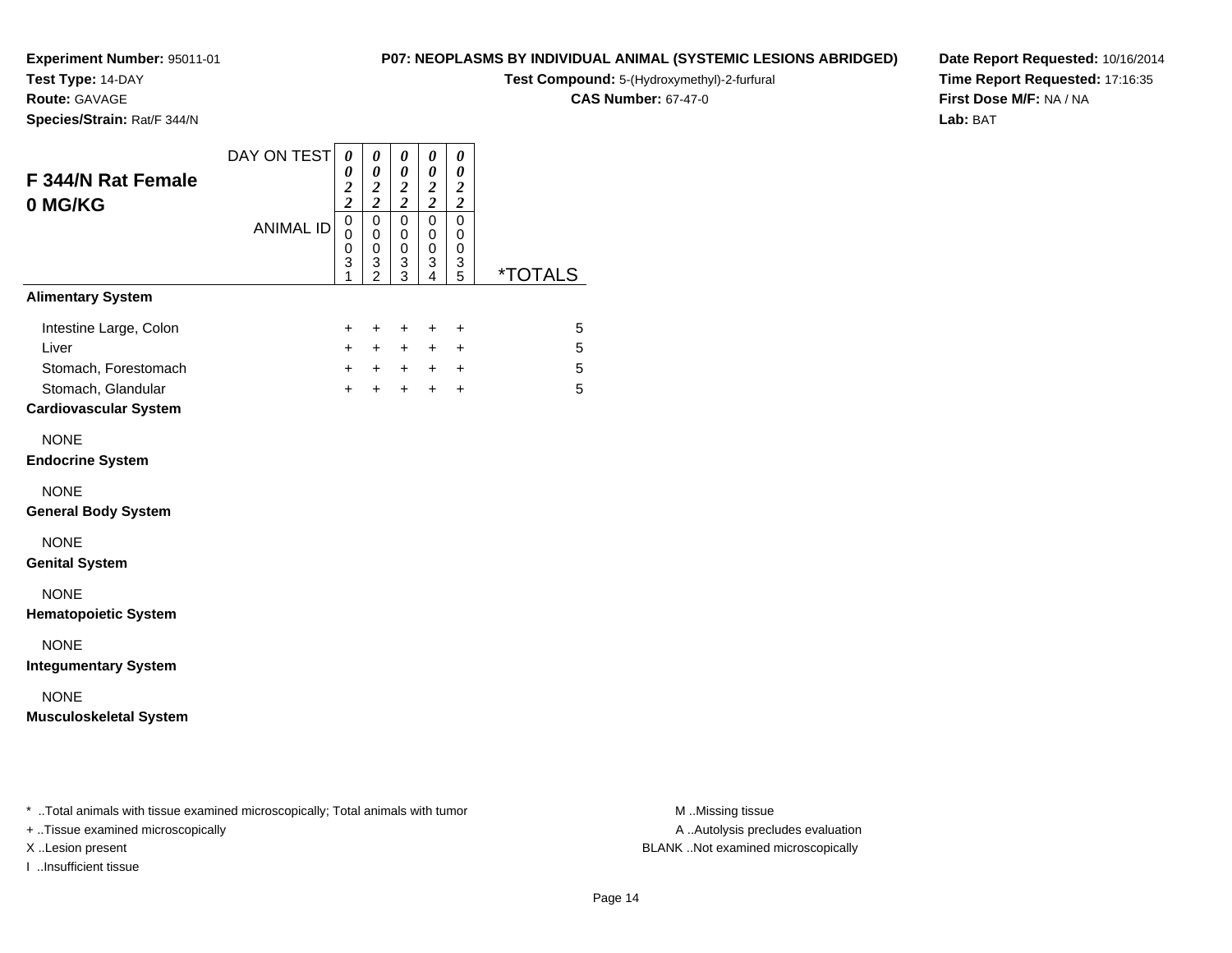**Experiment Number:** 95011-01
**Test Type:** 14-DAY
**Route:** GAVAGE
**Species/Strain:** Rat/F 344/N

**P07: NEOPLASMS BY INDIVIDUAL ANIMAL (SYSTEMIC LESIONS ABRIDGED)**
**Test Compound:** 5-(Hydroxymethyl)-2-furfural
**CAS Number:** 67-47-0

**Date Report Requested:** 10/16/2014
**Time Report Requested:** 17:16:35
**First Dose M/F:** NA / NA
**Lab:** BAT

## F 344/N Rat Female 0 MG/KG

| | | | | | | |
|---|---|---|---|---|---|---|
| DAY ON TEST | 0022 | 0022 | 0022 | 0022 | 0022 | |
| ANIMAL ID | 00031 | 00032 | 00033 | 00034 | 00035 | *TOTALS |
| **Alimentary System** | | | | | | |
| Intestine Large, Colon | + | + | + | + | + | 5 |
| Liver | + | + | + | + | + | 5 |
| Stomach, Forestomach | + | + | + | + | + | 5 |
| Stomach, Glandular | + | + | + | + | + | 5 |
| **Cardiovascular System** | | | | | | |
| NONE | | | | | | |
| **Endocrine System** | | | | | | |
| NONE | | | | | | |
| **General Body System** | | | | | | |
| NONE | | | | | | |
| **Genital System** | | | | | | |
| NONE | | | | | | |
| **Hematopoietic System** | | | | | | |
| NONE | | | | | | |
| **Integumentary System** | | | | | | |
| NONE | | | | | | |
| **Musculoskeletal System** | | | | | | |

* ..Total animals with tissue examined microscopically; Total animals with tumor
+ ..Tissue examined microscopically
X ..Lesion present
I ..Insufficient tissue

M ..Missing tissue
A ..Autolysis precludes evaluation
BLANK ..Not examined microscopically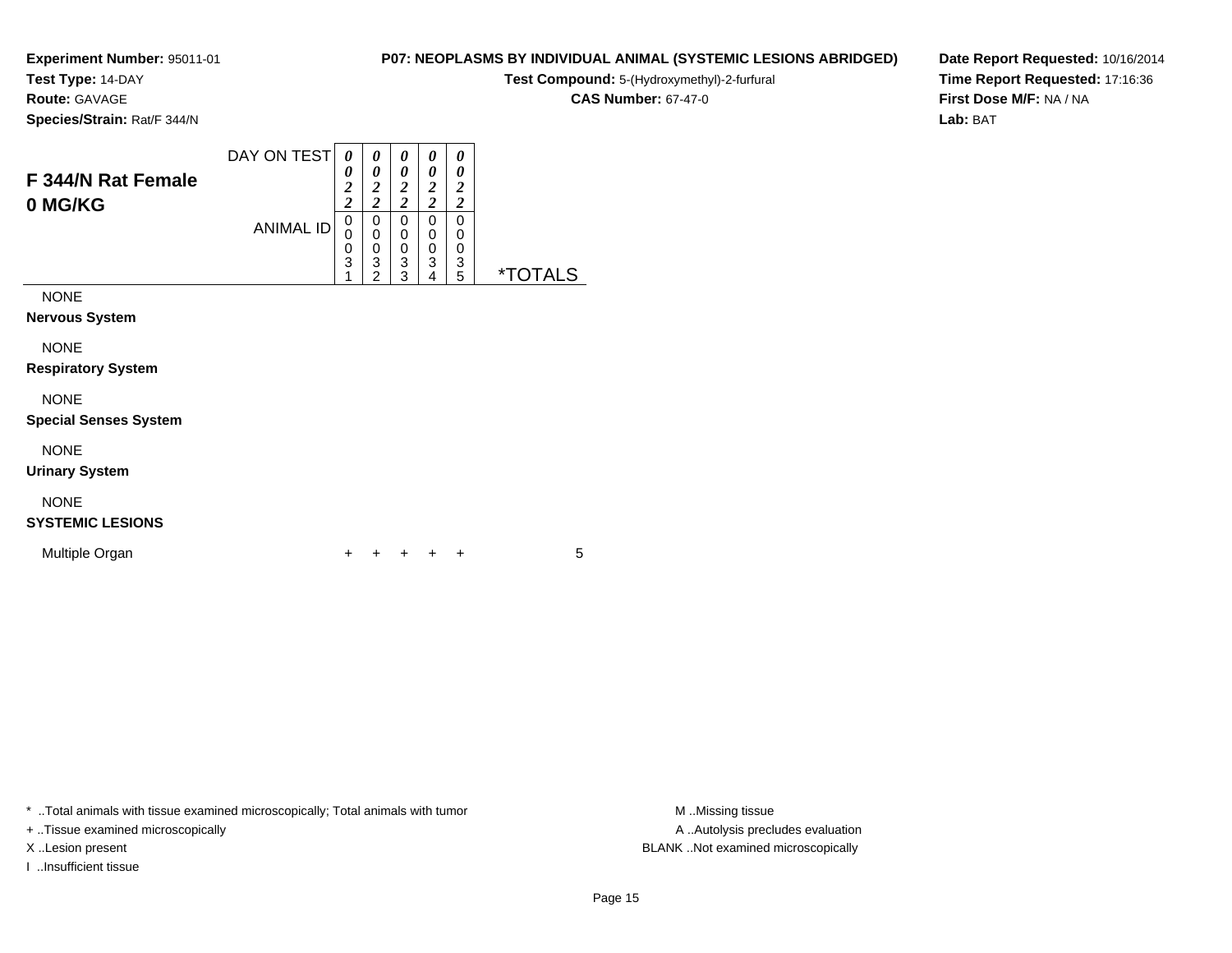**Experiment Number:** 95011-01
**Test Type:** 14-DAY
**Route:** GAVAGE
**Species/Strain:** Rat/F 344/N

**P07: NEOPLASMS BY INDIVIDUAL ANIMAL (SYSTEMIC LESIONS ABRIDGED)**
**Test Compound:** 5-(Hydroxymethyl)-2-furfural
**CAS Number:** 67-47-0

**Date Report Requested:** 10/16/2014
**Time Report Requested:** 17:16:36
**First Dose M/F:** NA / NA
**Lab:** BAT

## F 344/N Rat Female 0 MG/KG

| DAY ON TEST | 0022 | 0022 | 0022 | 0022 | 0022 | |
|---|---|---|---|---|---|---|
| **ANIMAL ID** | 00031 | 00032 | 00033 | 00034 | 00035 | ***TOTALS** |
| NONE | | | | | | |
| **Nervous System** | | | | | | |
| NONE | | | | | | |
| **Respiratory System** | | | | | | |
| NONE | | | | | | |
| **Special Senses System** | | | | | | |
| NONE | | | | | | |
| **Urinary System** | | | | | | |
| NONE | | | | | | |
| **SYSTEMIC LESIONS** | | | | | | |
| Multiple Organ | + | + | + | + | + | 5 |

* ..Total animals with tissue examined microscopically; Total animals with tumor
+ ..Tissue examined microscopically
X ..Lesion present
I ..Insufficient tissue

M ..Missing tissue
A ..Autolysis precludes evaluation
BLANK ..Not examined microscopically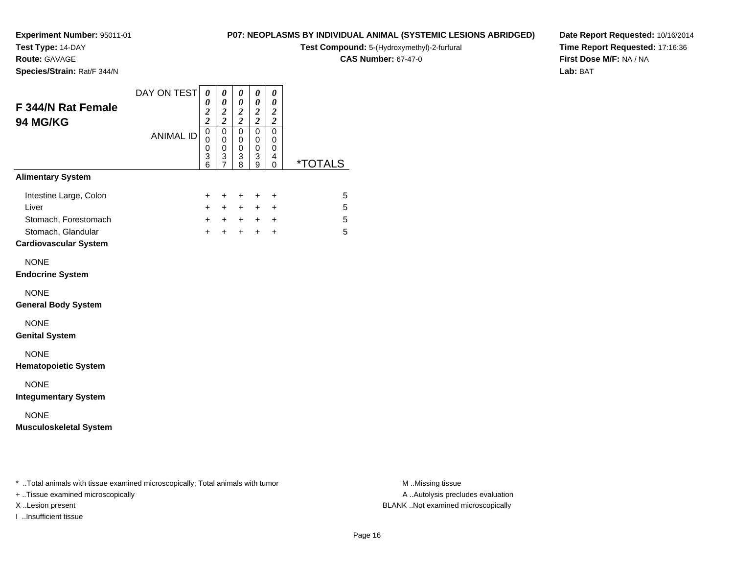**Experiment Number:** 95011-01
**Test Type:** 14-DAY
**Route:** GAVAGE
**Species/Strain:** Rat/F 344/N

**P07: NEOPLASMS BY INDIVIDUAL ANIMAL (SYSTEMIC LESIONS ABRIDGED)**
**Test Compound:** 5-(Hydroxymethyl)-2-furfural
**CAS Number:** 67-47-0

**Date Report Requested:** 10/16/2014
**Time Report Requested:** 17:16:36
**First Dose M/F:** NA / NA
**Lab:** BAT

## F 344/N Rat Female 94 MG/KG

| DAY ON TEST | 0022 | 0022 | 0022 | 0022 | 0022 | |
|---|---|---|---|---|---|---|
| **ANIMAL ID** | 00036 | 00037 | 00038 | 00039 | 00040 | ***TOTALS** |
| **Alimentary System** | | | | | | |
| Intestine Large, Colon | + | + | + | + | + | 5 |
| Liver | + | + | + | + | + | 5 |
| Stomach, Forestomach | + | + | + | + | + | 5 |
| Stomach, Glandular | + | + | + | + | + | 5 |
| **Cardiovascular System** | | | | | | |
| NONE | | | | | | |
| **Endocrine System** | | | | | | |
| NONE | | | | | | |
| **General Body System** | | | | | | |
| NONE | | | | | | |
| **Genital System** | | | | | | |
| NONE | | | | | | |
| **Hematopoietic System** | | | | | | |
| NONE | | | | | | |
| **Integumentary System** | | | | | | |
| NONE | | | | | | |
| **Musculoskeletal System** | | | | | | |

* ..Total animals with tissue examined microscopically; Total animals with tumor
+ ..Tissue examined microscopically
X ..Lesion present
I ..Insufficient tissue

M ..Missing tissue
A ..Autolysis precludes evaluation
BLANK ..Not examined microscopically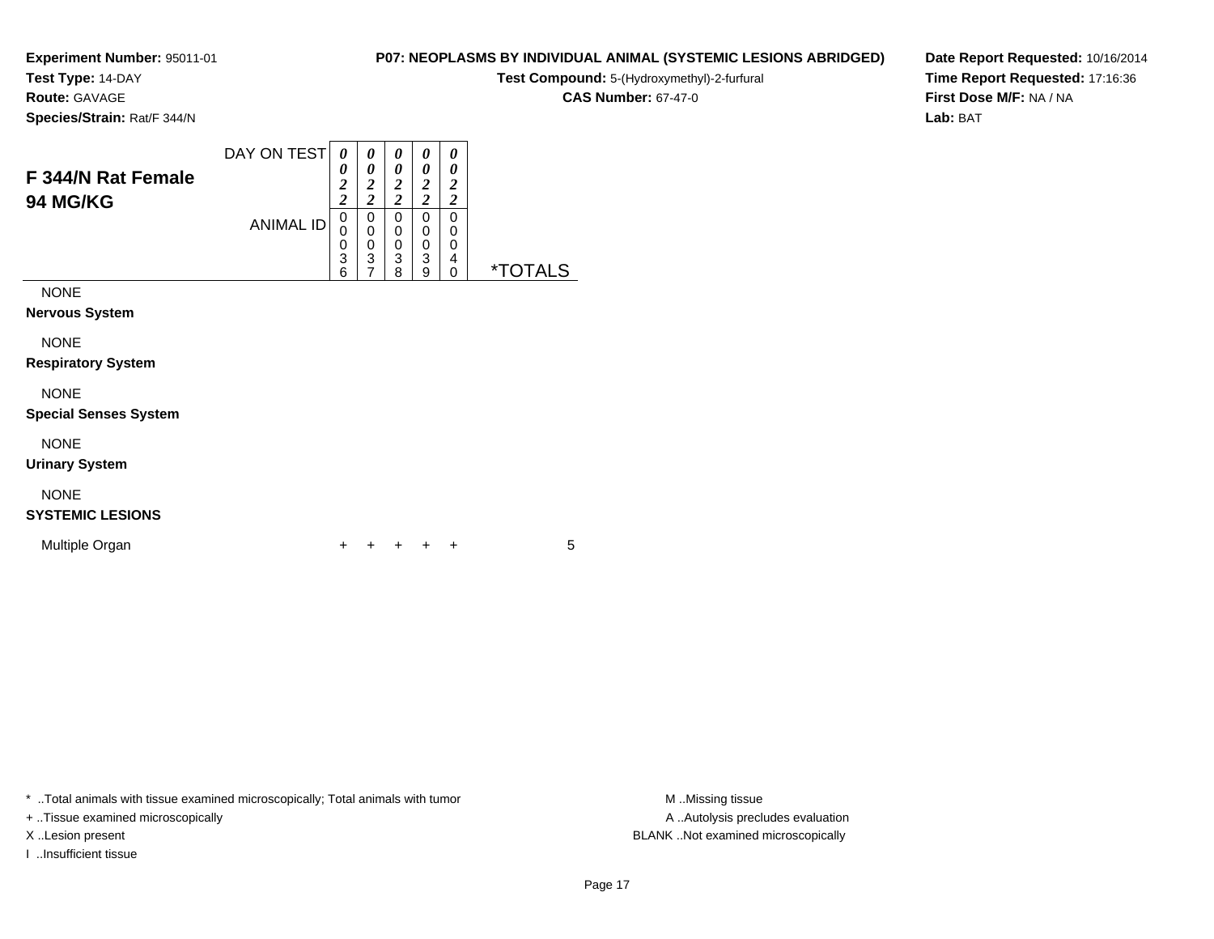**Experiment Number:** 95011-01
**Test Type:** 14-DAY
**Route:** GAVAGE
**Species/Strain:** Rat/F 344/N

**P07: NEOPLASMS BY INDIVIDUAL ANIMAL (SYSTEMIC LESIONS ABRIDGED)**
**Test Compound:** 5-(Hydroxymethyl)-2-furfural
**CAS Number:** 67-47-0

**Date Report Requested:** 10/16/2014
**Time Report Requested:** 17:16:36
**First Dose M/F:** NA / NA
**Lab:** BAT

## F 344/N Rat Female 94 MG/KG

| DAY ON TEST | 0022 | 0022 | 0022 | 0022 | 0022 | |
|---|---|---|---|---|---|---|
| ANIMAL ID | 00036 | 00037 | 00038 | 00039 | 00040 | *TOTALS |
| NONE | | | | | | |
| **Nervous System** | | | | | | |
| NONE | | | | | | |
| **Respiratory System** | | | | | | |
| NONE | | | | | | |
| **Special Senses System** | | | | | | |
| NONE | | | | | | |
| **Urinary System** | | | | | | |
| NONE | | | | | | |
| **SYSTEMIC LESIONS** | | | | | | |
| Multiple Organ | + | + | + | + | + | 5 |

* ..Total animals with tissue examined microscopically; Total animals with tumor
+ ..Tissue examined microscopically
X ..Lesion present
I ..Insufficient tissue

M ..Missing tissue
A ..Autolysis precludes evaluation
BLANK ..Not examined microscopically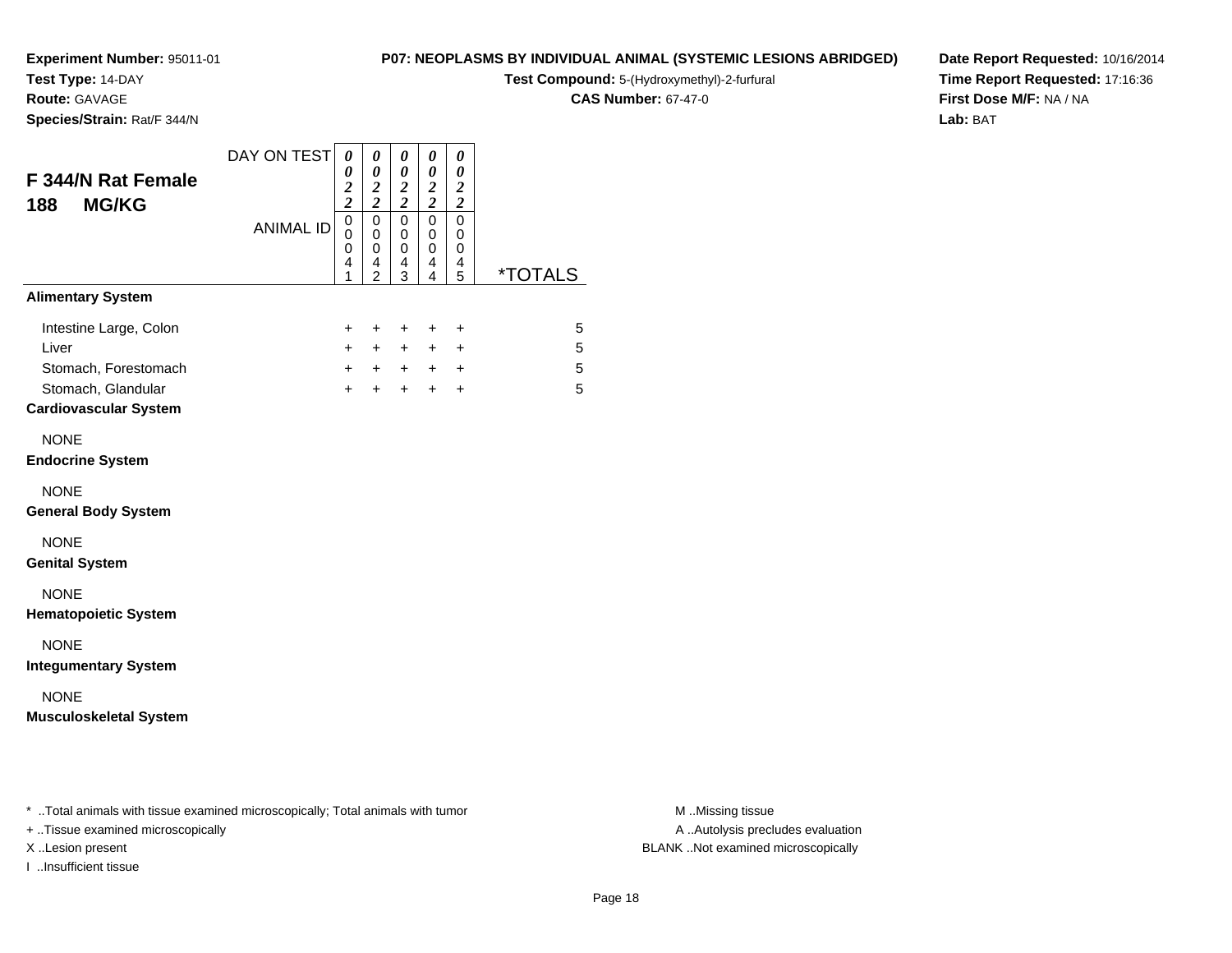**Experiment Number:** 95011-01
**Test Type:** 14-DAY
**Route:** GAVAGE
**Species/Strain:** Rat/F 344/N

**P07: NEOPLASMS BY INDIVIDUAL ANIMAL (SYSTEMIC LESIONS ABRIDGED)**
**Test Compound:** 5-(Hydroxymethyl)-2-furfural
**CAS Number:** 67-47-0

**Date Report Requested:** 10/16/2014
**Time Report Requested:** 17:16:36
**First Dose M/F:** NA / NA
**Lab:** BAT

## F 344/N Rat Female
## 188 MG/KG

| DAY ON TEST | 0022 | 0022 | 0022 | 0022 | 0022 | |
|---|---|---|---|---|---|---|
| ANIMAL ID | 00041 | 00042 | 00043 | 00044 | 00045 | *TOTALS |
| **Alimentary System** | | | | | | |
| Intestine Large, Colon | + | + | + | + | + | 5 |
| Liver | + | + | + | + | + | 5 |
| Stomach, Forestomach | + | + | + | + | + | 5 |
| Stomach, Glandular | + | + | + | + | + | 5 |
| **Cardiovascular System** | | | | | | |
| NONE | | | | | | |
| **Endocrine System** | | | | | | |
| NONE | | | | | | |
| **General Body System** | | | | | | |
| NONE | | | | | | |
| **Genital System** | | | | | | |
| NONE | | | | | | |
| **Hematopoietic System** | | | | | | |
| NONE | | | | | | |
| **Integumentary System** | | | | | | |
| NONE | | | | | | |
| **Musculoskeletal System** | | | | | | |

* ..Total animals with tissue examined microscopically; Total animals with tumor
+ ..Tissue examined microscopically
X ..Lesion present
I ..Insufficient tissue

M ..Missing tissue
A ..Autolysis precludes evaluation
BLANK ..Not examined microscopically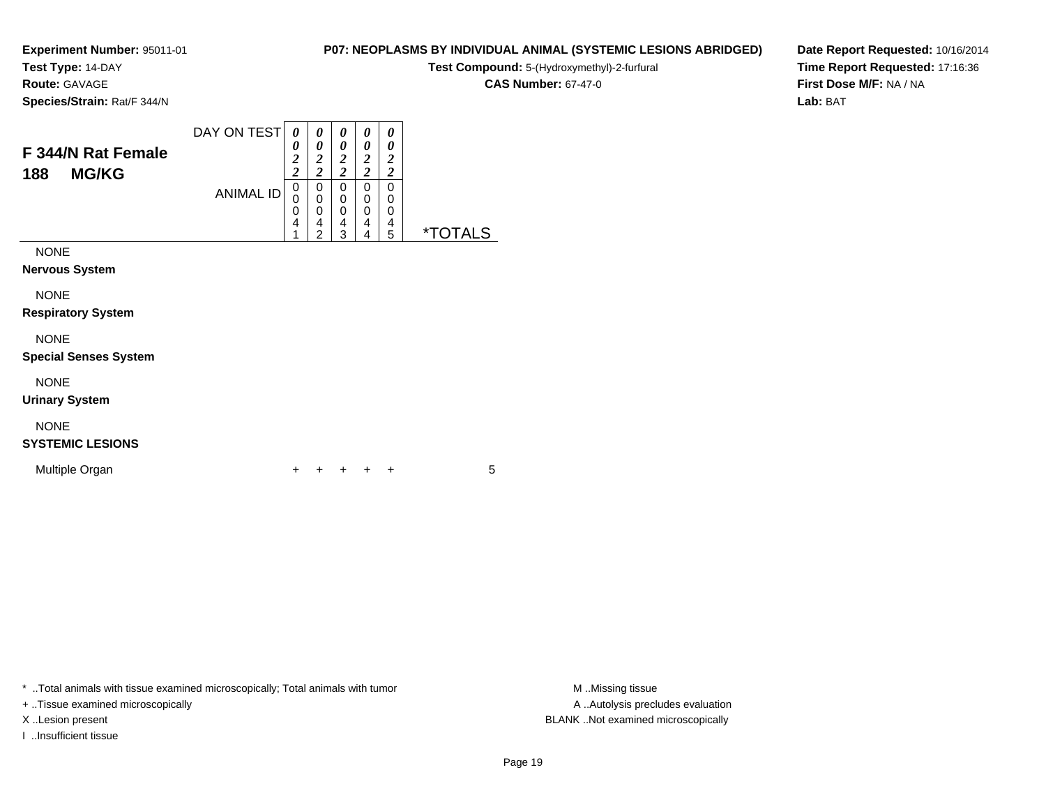**Experiment Number:** 95011-01
**Test Type:** 14-DAY
**Route:** GAVAGE
**Species/Strain:** Rat/F 344/N

**P07: NEOPLASMS BY INDIVIDUAL ANIMAL (SYSTEMIC LESIONS ABRIDGED)**
**Test Compound:** 5-(Hydroxymethyl)-2-furfural
**CAS Number:** 67-47-0

**Date Report Requested:** 10/16/2014
**Time Report Requested:** 17:16:36
**First Dose M/F:** NA / NA
**Lab:** BAT

## F 344/N Rat Female 188 MG/KG

| DAY ON TEST | 0022 | 0022 | 0022 | 0022 | 0022 | |
|---|---|---|---|---|---|---|
| **ANIMAL ID** | 00041 | 00042 | 00043 | 00044 | 00045 | ***TOTALS** |
| NONE | | | | | | |
| **Nervous System** | | | | | | |
| NONE | | | | | | |
| **Respiratory System** | | | | | | |
| NONE | | | | | | |
| **Special Senses System** | | | | | | |
| NONE | | | | | | |
| **Urinary System** | | | | | | |
| NONE | | | | | | |
| **SYSTEMIC LESIONS** | | | | | | |
| Multiple Organ | + | + | + | + | + | 5 |

\* ..Total animals with tissue examined microscopically; Total animals with tumor
+ ..Tissue examined microscopically
X ..Lesion present
I ..Insufficient tissue

M ..Missing tissue
A ..Autolysis precludes evaluation
BLANK ..Not examined microscopically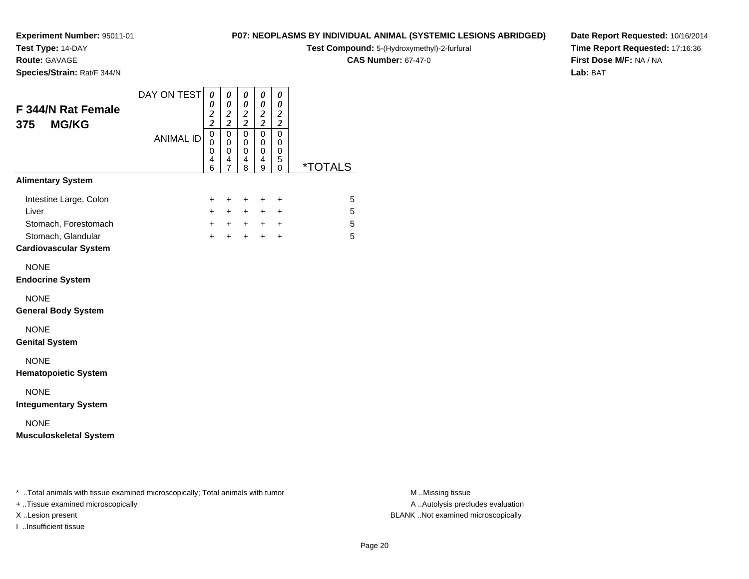**Experiment Number:** 95011-01
**Test Type:** 14-DAY
**Route:** GAVAGE
**Species/Strain:** Rat/F 344/N

**P07: NEOPLASMS BY INDIVIDUAL ANIMAL (SYSTEMIC LESIONS ABRIDGED)**
**Test Compound:** 5-(Hydroxymethyl)-2-furfural
**CAS Number:** 67-47-0

**Date Report Requested:** 10/16/2014
**Time Report Requested:** 17:16:36
**First Dose M/F:** NA / NA
**Lab:** BAT

## F 344/N Rat Female 375 MG/KG

| DAY ON TEST | 0022 | 0022 | 0022 | 0022 | 0022 | |
|---|---|---|---|---|---|---|
| ANIMAL ID | 00046 | 00047 | 00048 | 00049 | 00050 | *TOTALS |
| **Alimentary System** | | | | | | |
| Intestine Large, Colon | + | + | + | + | + | 5 |
| Liver | + | + | + | + | + | 5 |
| Stomach, Forestomach | + | + | + | + | + | 5 |
| Stomach, Glandular | + | + | + | + | + | 5 |
| **Cardiovascular System** | | | | | | |
| NONE | | | | | | |
| **Endocrine System** | | | | | | |
| NONE | | | | | | |
| **General Body System** | | | | | | |
| NONE | | | | | | |
| **Genital System** | | | | | | |
| NONE | | | | | | |
| **Hematopoietic System** | | | | | | |
| NONE | | | | | | |
| **Integumentary System** | | | | | | |
| NONE | | | | | | |
| **Musculoskeletal System** | | | | | | |

* ..Total animals with tissue examined microscopically; Total animals with tumor
+ ..Tissue examined microscopically
X ..Lesion present
I ..Insufficient tissue

M ..Missing tissue
A ..Autolysis precludes evaluation
BLANK ..Not examined microscopically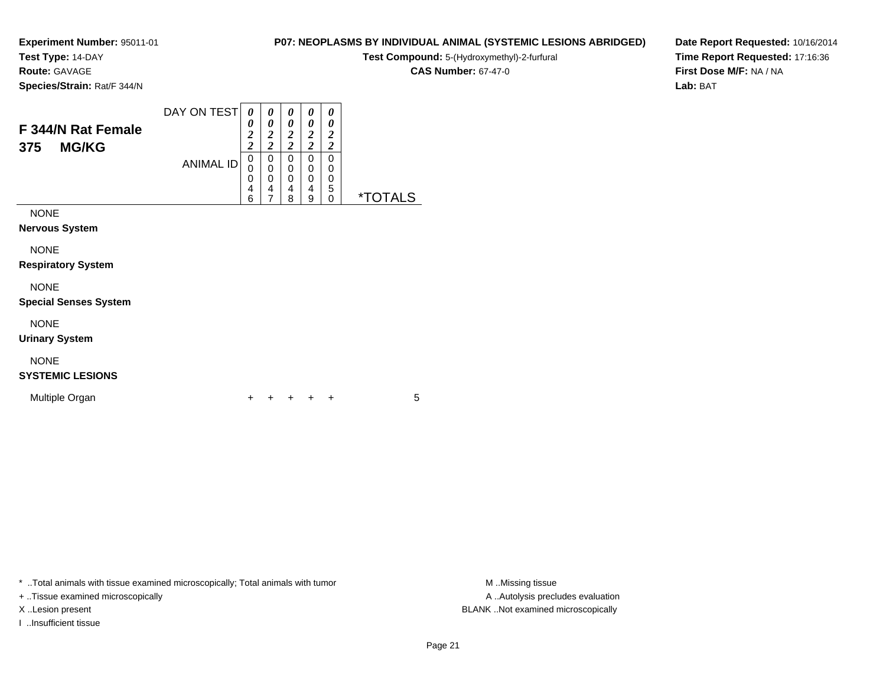**Experiment Number:** 95011-01
**Test Type:** 14-DAY
**Route:** GAVAGE
**Species/Strain:** Rat/F 344/N

**P07: NEOPLASMS BY INDIVIDUAL ANIMAL (SYSTEMIC LESIONS ABRIDGED)**
**Test Compound:** 5-(Hydroxymethyl)-2-furfural
**CAS Number:** 67-47-0

**Date Report Requested:** 10/16/2014
**Time Report Requested:** 17:16:36
**First Dose M/F:** NA / NA
**Lab:** BAT

## F 344/N Rat Female
## 375 MG/KG

| DAY ON TEST | 0022 | 0022 | 0022 | 0022 | 0022 | |
|---|---|---|---|---|---|---|
| ANIMAL ID | 00046 | 00047 | 00048 | 00049 | 00050 | *TOTALS |
| NONE | | | | | | |
| **Nervous System** | | | | | | |
| NONE | | | | | | |
| **Respiratory System** | | | | | | |
| NONE | | | | | | |
| **Special Senses System** | | | | | | |
| NONE | | | | | | |
| **Urinary System** | | | | | | |
| NONE | | | | | | |
| **SYSTEMIC LESIONS** | | | | | | |
| Multiple Organ | + | + | + | + | + | 5 |

* ..Total animals with tissue examined microscopically; Total animals with tumor
+ ..Tissue examined microscopically
X ..Lesion present
I ..Insufficient tissue

M ..Missing tissue
A ..Autolysis precludes evaluation
BLANK ..Not examined microscopically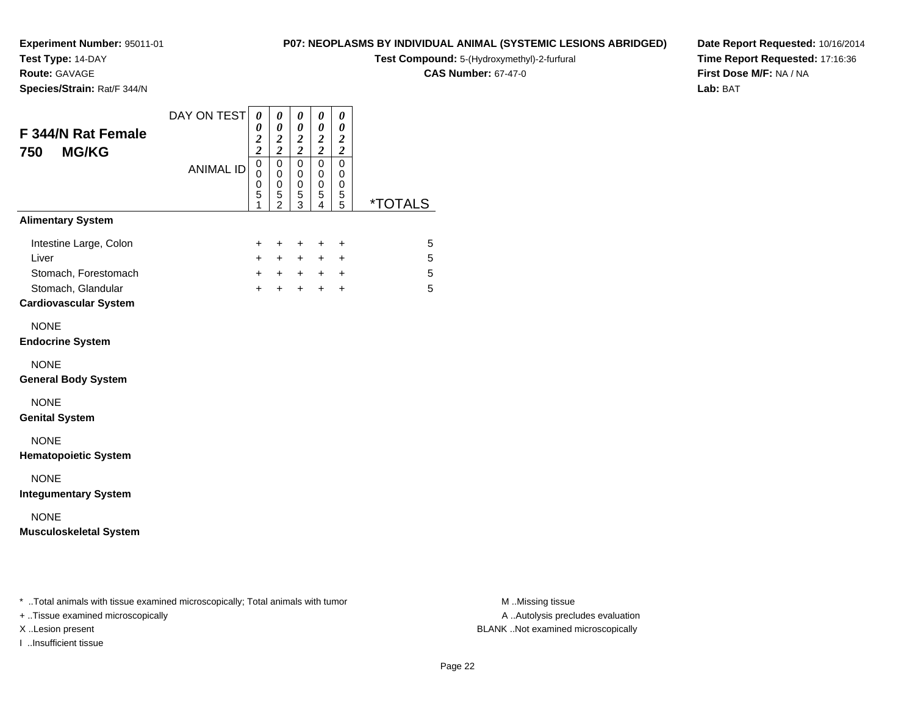**Experiment Number:** 95011-01
**Test Type:** 14-DAY
**Route:** GAVAGE
**Species/Strain:** Rat/F 344/N

**P07: NEOPLASMS BY INDIVIDUAL ANIMAL (SYSTEMIC LESIONS ABRIDGED)**
**Test Compound:** 5-(Hydroxymethyl)-2-furfural
**CAS Number:** 67-47-0

**Date Report Requested:** 10/16/2014
**Time Report Requested:** 17:16:36
**First Dose M/F:** NA / NA
**Lab:** BAT

## F 344/N Rat Female 750 MG/KG

| | | | | | | |
|---|---|---|---|---|---|---|
| DAY ON TEST | 0022 | 0022 | 0022 | 0022 | 0022 | |
| ANIMAL ID | 00051 | 00052 | 00053 | 00054 | 00055 | *TOTALS |
| **Alimentary System** | | | | | | |
| Intestine Large, Colon | + | + | + | + | + | 5 |
| Liver | + | + | + | + | + | 5 |
| Stomach, Forestomach | + | + | + | + | + | 5 |
| Stomach, Glandular | + | + | + | + | + | 5 |
| **Cardiovascular System** | | | | | | |
| NONE | | | | | | |
| **Endocrine System** | | | | | | |
| NONE | | | | | | |
| **General Body System** | | | | | | |
| NONE | | | | | | |
| **Genital System** | | | | | | |
| NONE | | | | | | |
| **Hematopoietic System** | | | | | | |
| NONE | | | | | | |
| **Integumentary System** | | | | | | |
| NONE | | | | | | |
| **Musculoskeletal System** | | | | | | |

* ..Total animals with tissue examined microscopically; Total animals with tumor
+ ..Tissue examined microscopically
X ..Lesion present
I ..Insufficient tissue

M ..Missing tissue
A ..Autolysis precludes evaluation
BLANK ..Not examined microscopically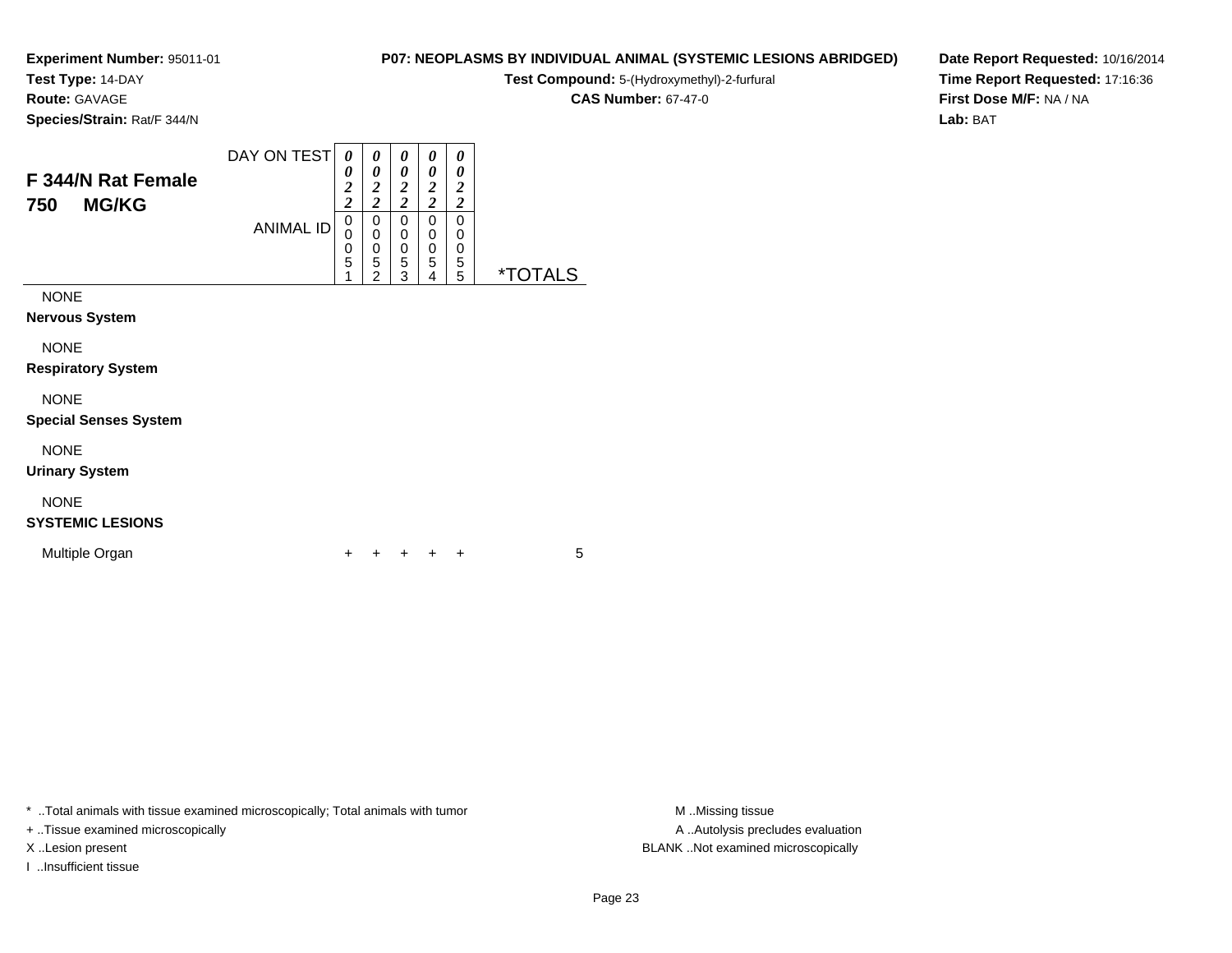**Experiment Number:** 95011-01
**Test Type:** 14-DAY
**Route:** GAVAGE
**Species/Strain:** Rat/F 344/N

**P07: NEOPLASMS BY INDIVIDUAL ANIMAL (SYSTEMIC LESIONS ABRIDGED)**
**Test Compound:** 5-(Hydroxymethyl)-2-furfural
**CAS Number:** 67-47-0

**Date Report Requested:** 10/16/2014
**Time Report Requested:** 17:16:36
**First Dose M/F:** NA / NA
**Lab:** BAT

## F 344/N Rat Female
## 750 MG/KG

| | | | | | | |
|---|---|---|---|---|---|---|
| DAY ON TEST | 0022 | 0022 | 0022 | 0022 | 0022 | |
| ANIMAL ID | 00051 | 00052 | 00053 | 00054 | 00055 | *TOTALS |
| NONE | | | | | | |
| **Nervous System** | | | | | | |
| NONE | | | | | | |
| **Respiratory System** | | | | | | |
| NONE | | | | | | |
| **Special Senses System** | | | | | | |
| NONE | | | | | | |
| **Urinary System** | | | | | | |
| NONE | | | | | | |
| **SYSTEMIC LESIONS** | | | | | | |
| Multiple Organ | + | + | + | + | + | 5 |

* ..Total animals with tissue examined microscopically; Total animals with tumor
+ ..Tissue examined microscopically
X ..Lesion present
I ..Insufficient tissue

M ..Missing tissue
A ..Autolysis precludes evaluation
BLANK ..Not examined microscopically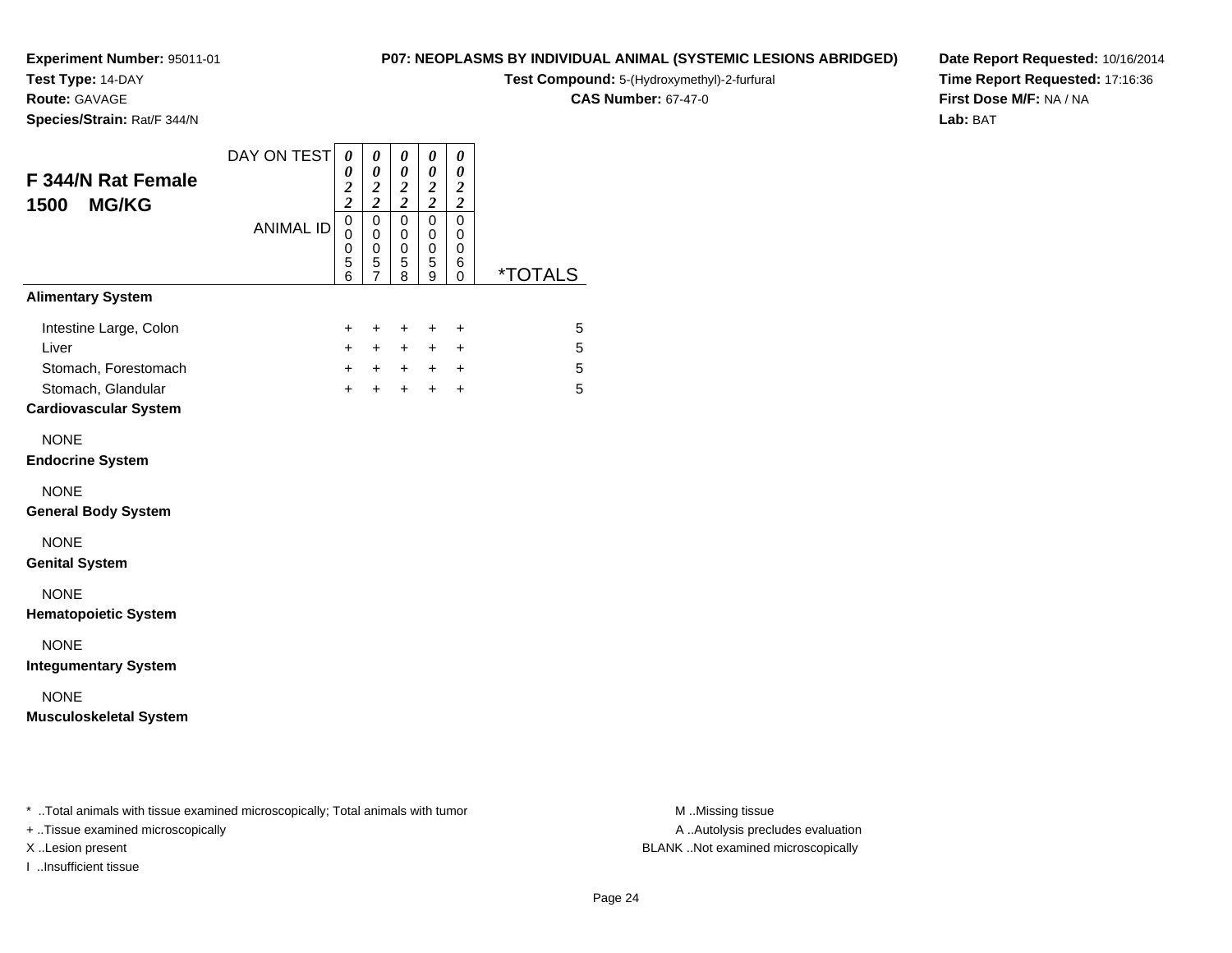**Experiment Number:** 95011-01
**Test Type:** 14-DAY
**Route:** GAVAGE
**Species/Strain:** Rat/F 344/N

**P07: NEOPLASMS BY INDIVIDUAL ANIMAL (SYSTEMIC LESIONS ABRIDGED)**
**Test Compound:** 5-(Hydroxymethyl)-2-furfural
**CAS Number:** 67-47-0

**Date Report Requested:** 10/16/2014
**Time Report Requested:** 17:16:36
**First Dose M/F:** NA / NA
**Lab:** BAT

## F 344/N Rat Female 1500 MG/KG

| | | | | | | |
|---|---|---|---|---|---|---|
| DAY ON TEST | 0022 | 0022 | 0022 | 0022 | 0022 | |
| ANIMAL ID | 00056 | 00057 | 00058 | 00059 | 00060 | *TOTALS |
| **Alimentary System** | | | | | | |
| Intestine Large, Colon | + | + | + | + | + | 5 |
| Liver | + | + | + | + | + | 5 |
| Stomach, Forestomach | + | + | + | + | + | 5 |
| Stomach, Glandular | + | + | + | + | + | 5 |
| **Cardiovascular System** | | | | | | |
| NONE | | | | | | |
| **Endocrine System** | | | | | | |
| NONE | | | | | | |
| **General Body System** | | | | | | |
| NONE | | | | | | |
| **Genital System** | | | | | | |
| NONE | | | | | | |
| **Hematopoietic System** | | | | | | |
| NONE | | | | | | |
| **Integumentary System** | | | | | | |
| NONE | | | | | | |
| **Musculoskeletal System** | | | | | | |

* ..Total animals with tissue examined microscopically; Total animals with tumor
+ ..Tissue examined microscopically
X ..Lesion present
I ..Insufficient tissue

M ..Missing tissue
A ..Autolysis precludes evaluation
BLANK ..Not examined microscopically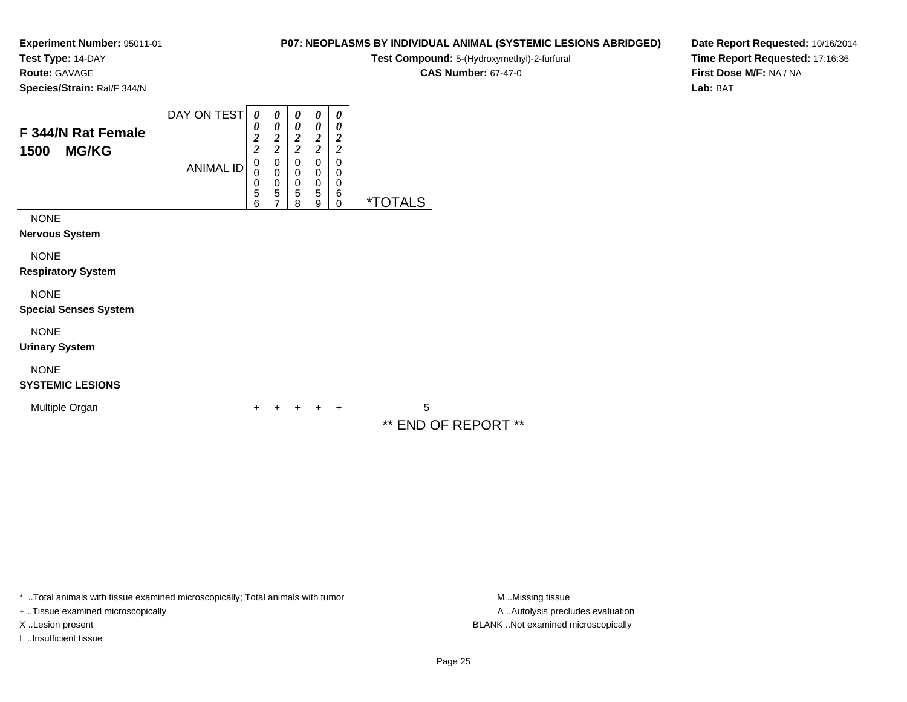**Experiment Number:** 95011-01
**Test Type:** 14-DAY
**Route:** GAVAGE
**Species/Strain:** Rat/F 344/N

**P07: NEOPLASMS BY INDIVIDUAL ANIMAL (SYSTEMIC LESIONS ABRIDGED)**
**Test Compound:** 5-(Hydroxymethyl)-2-furfural
**CAS Number:** 67-47-0

**Date Report Requested:** 10/16/2014
**Time Report Requested:** 17:16:36
**First Dose M/F:** NA / NA
**Lab:** BAT

## F 344/N Rat Female
## 1500 MG/KG

| | | | | | | |
|---|---|---|---|---|---|---|
| DAY ON TEST | 0022 | 0022 | 0022 | 0022 | 0022 | |
| ANIMAL ID | 00056 | 00057 | 00058 | 00059 | 00060 | *TOTALS |
| NONE | | | | | | |
| **Nervous System** | | | | | | |
| NONE | | | | | | |
| **Respiratory System** | | | | | | |
| NONE | | | | | | |
| **Special Senses System** | | | | | | |
| NONE | | | | | | |
| **Urinary System** | | | | | | |
| NONE | | | | | | |
| **SYSTEMIC LESIONS** | | | | | | |
| Multiple Organ | + | + | + | + | + | 5 |

** END OF REPORT **

* ..Total animals with tissue examined microscopically; Total animals with tumor
+ ..Tissue examined microscopically
X ..Lesion present
I ..Insufficient tissue

M ..Missing tissue
A ..Autolysis precludes evaluation
BLANK ..Not examined microscopically